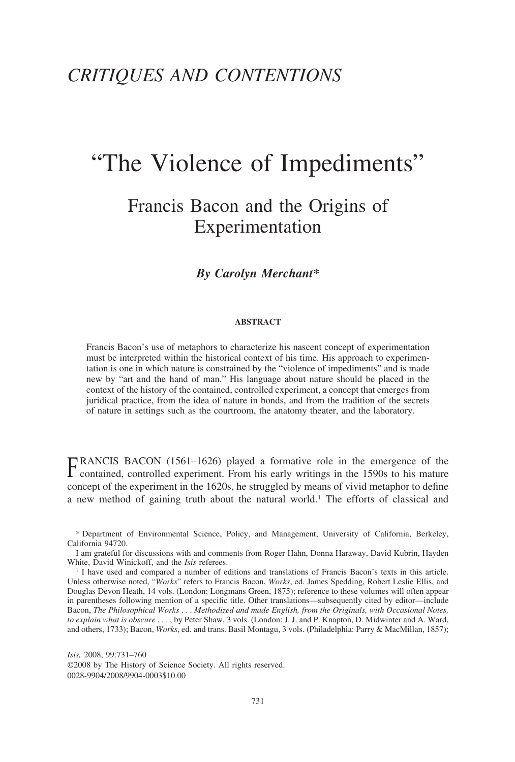## CRITIQUES AND CONTENTIONS

# "The Violence of Impediments"

## Francis Bacon and the Origins of Experimentation

***By Carolyn Merchant****

**ABSTRACT**

Francis Bacon's use of metaphors to characterize his nascent concept of experimentation must be interpreted within the historical context of his time. His approach to experimentation is one in which nature is constrained by the "violence of impediments" and is made new by "art and the hand of man." His language about nature should be placed in the context of the history of the contained, controlled experiment, a concept that emerges from juridical practice, from the idea of nature in bonds, and from the tradition of the secrets of nature in settings such as the courtroom, the anatomy theater, and the laboratory.

FRANCIS BACON (1561–1626) played a formative role in the emergence of the contained, controlled experiment. From his early writings in the 1590s to his mature concept of the experiment in the 1620s, he struggled by means of vivid metaphor to define a new method of gaining truth about the natural world.[1] The efforts of classical and

---

* Department of Environmental Science, Policy, and Management, University of California, Berkeley, California 94720.

I am grateful for discussions with and comments from Roger Hahn, Donna Haraway, David Kubrin, Hayden White, David Winickoff, and the *Isis* referees.

[1] I have used and compared a number of editions and translations of Francis Bacon's texts in this article. Unless otherwise noted, "*Works*" refers to Francis Bacon, *Works*, ed. James Spedding, Robert Leslie Ellis, and Douglas Devon Heath, 14 vols. (London: Longmans Green, 1875); reference to these volumes will often appear in parentheses following mention of a specific title. Other translations—subsequently cited by editor—include Bacon, *The Philosophical Works . . . Methodized and made English, from the Originals, with Occasional Notes, to explain what is obscure* . . . , by Peter Shaw, 3 vols. (London: J. J. and P. Knapton, D. Midwinter and A. Ward, and others, 1733); Bacon, *Works*, ed. and trans. Basil Montagu, 3 vols. (Philadelphia: Parry & MacMillan, 1857);

*Isis*, 2008, 99:731–760
©2008 by The History of Science Society. All rights reserved.
0028-9904/2008/9904-0003$10.00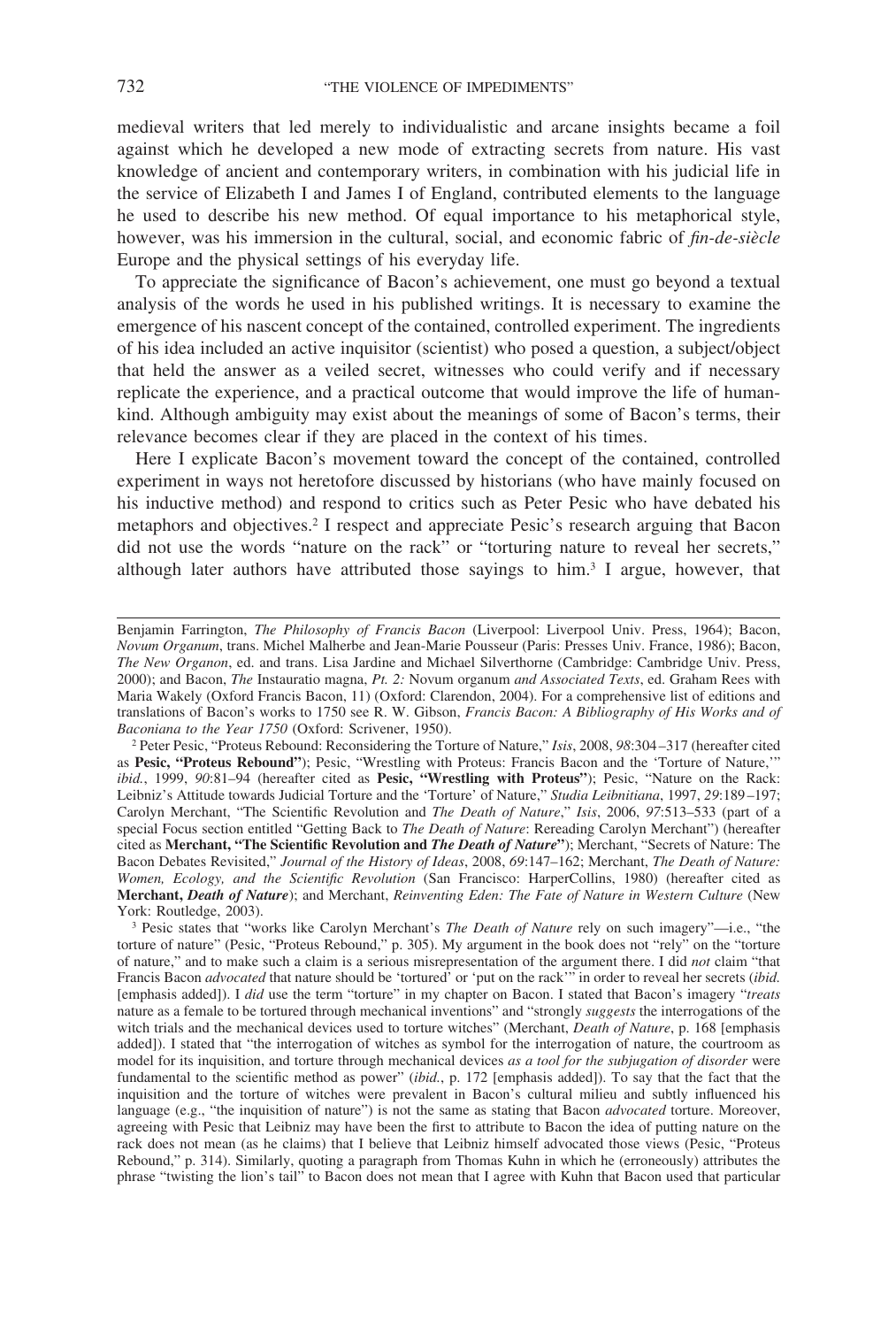medieval writers that led merely to individualistic and arcane insights became a foil against which he developed a new mode of extracting secrets from nature. His vast knowledge of ancient and contemporary writers, in combination with his judicial life in the service of Elizabeth I and James I of England, contributed elements to the language he used to describe his new method. Of equal importance to his metaphorical style, however, was his immersion in the cultural, social, and economic fabric of *fin-de-siècle* Europe and the physical settings of his everyday life.

To appreciate the significance of Bacon's achievement, one must go beyond a textual analysis of the words he used in his published writings. It is necessary to examine the emergence of his nascent concept of the contained, controlled experiment. The ingredients of his idea included an active inquisitor (scientist) who posed a question, a subject/object that held the answer as a veiled secret, witnesses who could verify and if necessary replicate the experience, and a practical outcome that would improve the life of humankind. Although ambiguity may exist about the meanings of some of Bacon's terms, their relevance becomes clear if they are placed in the context of his times.

Here I explicate Bacon's movement toward the concept of the contained, controlled experiment in ways not heretofore discussed by historians (who have mainly focused on his inductive method) and respond to critics such as Peter Pesic who have debated his metaphors and objectives.[2] I respect and appreciate Pesic's research arguing that Bacon did not use the words "nature on the rack" or "torturing nature to reveal her secrets," although later authors have attributed those sayings to him.[3] I argue, however, that

---

Benjamin Farrington, *The Philosophy of Francis Bacon* (Liverpool: Liverpool Univ. Press, 1964); Bacon, *Novum Organum*, trans. Michel Malherbe and Jean-Marie Pousseur (Paris: Presses Univ. France, 1986); Bacon, *The New Organon*, ed. and trans. Lisa Jardine and Michael Silverthorne (Cambridge: Cambridge Univ. Press, 2000); and Bacon, *The* Instauratio magna, *Pt. 2:* Novum organum *and Associated Texts*, ed. Graham Rees with Maria Wakely (Oxford Francis Bacon, 11) (Oxford: Clarendon, 2004). For a comprehensive list of editions and translations of Bacon's works to 1750 see R. W. Gibson, *Francis Bacon: A Bibliography of His Works and of Baconiana to the Year 1750* (Oxford: Scrivener, 1950).

[2] Peter Pesic, "Proteus Rebound: Reconsidering the Torture of Nature," *Isis*, 2008, *98*:304–317 (hereafter cited as **Pesic, "Proteus Rebound"**); Pesic, "Wrestling with Proteus: Francis Bacon and the 'Torture of Nature,'" *ibid.*, 1999, *90*:81–94 (hereafter cited as **Pesic, "Wrestling with Proteus"**); Pesic, "Nature on the Rack: Leibniz's Attitude towards Judicial Torture and the 'Torture' of Nature," *Studia Leibnitiana*, 1997, *29*:189–197; Carolyn Merchant, "The Scientific Revolution and *The Death of Nature*," *Isis*, 2006, *97*:513–533 (part of a special Focus section entitled "Getting Back to *The Death of Nature*: Rereading Carolyn Merchant") (hereafter cited as **Merchant, "The Scientific Revolution and *The Death of Nature*"**); Merchant, "Secrets of Nature: The Bacon Debates Revisited," *Journal of the History of Ideas*, 2008, *69*:147–162; Merchant, *The Death of Nature: Women, Ecology, and the Scientific Revolution* (San Francisco: HarperCollins, 1980) (hereafter cited as **Merchant, *Death of Nature***); and Merchant, *Reinventing Eden: The Fate of Nature in Western Culture* (New York: Routledge, 2003).

[3] Pesic states that "works like Carolyn Merchant's *The Death of Nature* rely on such imagery"—i.e., "the torture of nature" (Pesic, "Proteus Rebound," p. 305). My argument in the book does not "rely" on the "torture of nature," and to make such a claim is a serious misrepresentation of the argument there. I did *not* claim "that Francis Bacon *advocated* that nature should be 'tortured' or 'put on the rack'" in order to reveal her secrets (*ibid.* [emphasis added]). I *did* use the term "torture" in my chapter on Bacon. I stated that Bacon's imagery "*treats* nature as a female to be tortured through mechanical inventions" and "strongly *suggests* the interrogations of the witch trials and the mechanical devices used to torture witches" (Merchant, *Death of Nature*, p. 168 [emphasis added]). I stated that "the interrogation of witches as symbol for the interrogation of nature, the courtroom as model for its inquisition, and torture through mechanical devices *as a tool for the subjugation of disorder* were fundamental to the scientific method as power" (*ibid.*, p. 172 [emphasis added]). To say that the fact that the inquisition and the torture of witches were prevalent in Bacon's cultural milieu and subtly influenced his language (e.g., "the inquisition of nature") is not the same as stating that Bacon *advocated* torture. Moreover, agreeing with Pesic that Leibniz may have been the first to attribute to Bacon the idea of putting nature on the rack does not mean (as he claims) that I believe that Leibniz himself advocated those views (Pesic, "Proteus Rebound," p. 314). Similarly, quoting a paragraph from Thomas Kuhn in which he (erroneously) attributes the phrase "twisting the lion's tail" to Bacon does not mean that I agree with Kuhn that Bacon used that particular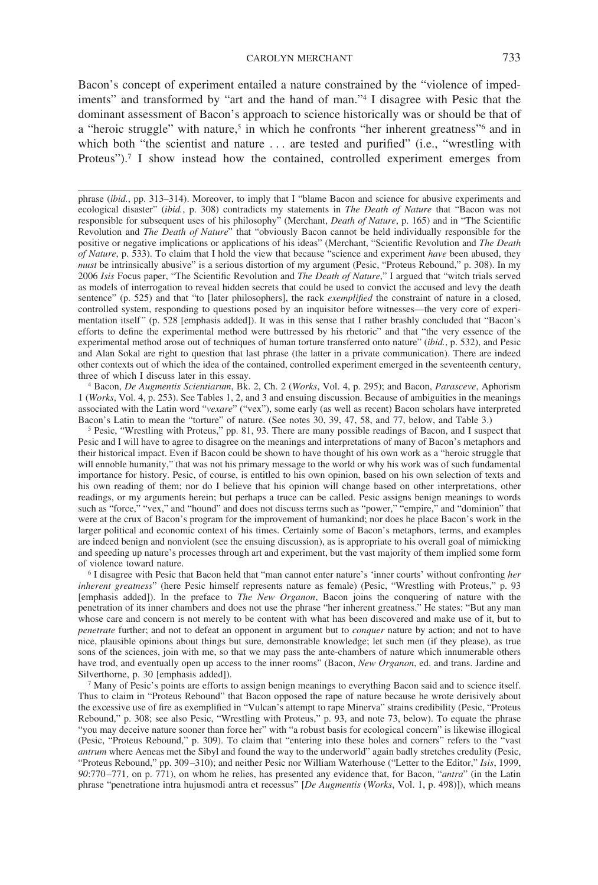Bacon's concept of experiment entailed a nature constrained by the "violence of impediments" and transformed by "art and the hand of man."[4] I disagree with Pesic that the dominant assessment of Bacon's approach to science historically was or should be that of a "heroic struggle" with nature,[5] in which he confronts "her inherent greatness"[6] and in which both "the scientist and nature . . . are tested and purified" (i.e., "wrestling with Proteus").[7] I show instead how the contained, controlled experiment emerges from

---

phrase (*ibid.*, pp. 313–314). Moreover, to imply that I "blame Bacon and science for abusive experiments and ecological disaster" (*ibid.*, p. 308) contradicts my statements in *The Death of Nature* that "Bacon was not responsible for subsequent uses of his philosophy" (Merchant, *Death of Nature*, p. 165) and in "The Scientific Revolution and *The Death of Nature*" that "obviously Bacon cannot be held individually responsible for the positive or negative implications or applications of his ideas" (Merchant, "Scientific Revolution and *The Death of Nature*, p. 533). To claim that I hold the view that because "science and experiment *have* been abused, they *must* be intrinsically abusive" is a serious distortion of my argument (Pesic, "Proteus Rebound," p. 308). In my 2006 *Isis* Focus paper, "The Scientific Revolution and *The Death of Nature*," I argued that "witch trials served as models of interrogation to reveal hidden secrets that could be used to convict the accused and levy the death sentence" (p. 525) and that "to [later philosophers], the rack *exemplified* the constraint of nature in a closed, controlled system, responding to questions posed by an inquisitor before witnesses—the very core of experimentation itself" (p. 528 [emphasis added]). It was in this sense that I rather brashly concluded that "Bacon's efforts to define the experimental method were buttressed by his rhetoric" and that "the very essence of the experimental method arose out of techniques of human torture transferred onto nature" (*ibid.*, p. 532), and Pesic and Alan Sokal are right to question that last phrase (the latter in a private communication). There are indeed other contexts out of which the idea of the contained, controlled experiment emerged in the seventeenth century, three of which I discuss later in this essay.

[4] Bacon, *De Augmentis Scientiarum*, Bk. 2, Ch. 2 (*Works*, Vol. 4, p. 295); and Bacon, *Parasceve*, Aphorism 1 (*Works*, Vol. 4, p. 253). See Tables 1, 2, and 3 and ensuing discussion. Because of ambiguities in the meanings associated with the Latin word "*vexare*" ("vex"), some early (as well as recent) Bacon scholars have interpreted Bacon's Latin to mean the "torture" of nature. (See notes 30, 39, 47, 58, and 77, below, and Table 3.)

[5] Pesic, "Wrestling with Proteus," pp. 81, 93. There are many possible readings of Bacon, and I suspect that Pesic and I will have to agree to disagree on the meanings and interpretations of many of Bacon's metaphors and their historical impact. Even if Bacon could be shown to have thought of his own work as a "heroic struggle that will ennoble humanity," that was not his primary message to the world or why his work was of such fundamental importance for history. Pesic, of course, is entitled to his own opinion, based on his own selection of texts and his own reading of them; nor do I believe that his opinion will change based on other interpretations, other readings, or my arguments herein; but perhaps a truce can be called. Pesic assigns benign meanings to words such as "force," "vex," and "hound" and does not discuss terms such as "power," "empire," and "dominion" that were at the crux of Bacon's program for the improvement of humankind; nor does he place Bacon's work in the larger political and economic context of his times. Certainly some of Bacon's metaphors, terms, and examples are indeed benign and nonviolent (see the ensuing discussion), as is appropriate to his overall goal of mimicking and speeding up nature's processes through art and experiment, but the vast majority of them implied some form of violence toward nature.

[6] I disagree with Pesic that Bacon held that "man cannot enter nature's 'inner courts' without confronting *her inherent greatness*" (here Pesic himself represents nature as female) (Pesic, "Wrestling with Proteus," p. 93 [emphasis added]). In the preface to *The New Organon*, Bacon joins the conquering of nature with the penetration of its inner chambers and does not use the phrase "her inherent greatness." He states: "But any man whose care and concern is not merely to be content with what has been discovered and make use of it, but to *penetrate* further; and not to defeat an opponent in argument but to *conquer* nature by action; and not to have nice, plausible opinions about things but sure, demonstrable knowledge; let such men (if they please), as true sons of the sciences, join with me, so that we may pass the ante-chambers of nature which innumerable others have trod, and eventually open up access to the inner rooms" (Bacon, *New Organon*, ed. and trans. Jardine and Silverthorne, p. 30 [emphasis added]).

[7] Many of Pesic's points are efforts to assign benign meanings to everything Bacon said and to science itself. Thus to claim in "Proteus Rebound" that Bacon opposed the rape of nature because he wrote derisively about the excessive use of fire as exemplified in "Vulcan's attempt to rape Minerva" strains credibility (Pesic, "Proteus Rebound," p. 308; see also Pesic, "Wrestling with Proteus," p. 93, and note 73, below). To equate the phrase "you may deceive nature sooner than force her" with "a robust basis for ecological concern" is likewise illogical (Pesic, "Proteus Rebound," p. 309). To claim that "entering into these holes and corners" refers to the "vast *antrum* where Aeneas met the Sibyl and found the way to the underworld" again badly stretches credulity (Pesic, "Proteus Rebound," pp. 309–310); and neither Pesic nor William Waterhouse ("Letter to the Editor," *Isis*, 1999, *90*:770–771, on p. 771), on whom he relies, has presented any evidence that, for Bacon, "*antra*" (in the Latin phrase "penetratione intra hujusmodi antra et recessus" [*De Augmentis* (*Works*, Vol. 1, p. 498)]), which means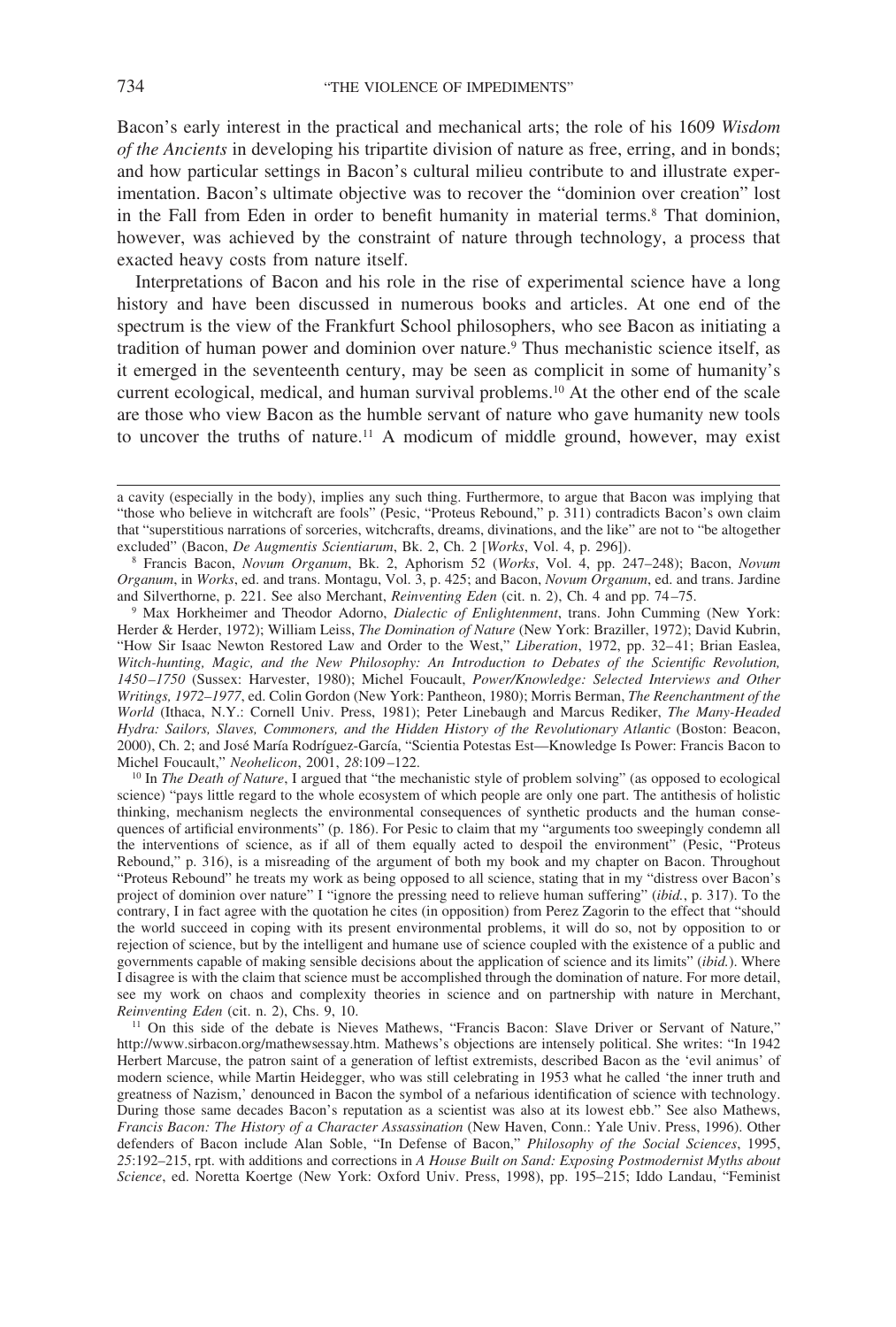Bacon's early interest in the practical and mechanical arts; the role of his 1609 *Wisdom of the Ancients* in developing his tripartite division of nature as free, erring, and in bonds; and how particular settings in Bacon's cultural milieu contribute to and illustrate experimentation. Bacon's ultimate objective was to recover the "dominion over creation" lost in the Fall from Eden in order to benefit humanity in material terms.[8] That dominion, however, was achieved by the constraint of nature through technology, a process that exacted heavy costs from nature itself.

Interpretations of Bacon and his role in the rise of experimental science have a long history and have been discussed in numerous books and articles. At one end of the spectrum is the view of the Frankfurt School philosophers, who see Bacon as initiating a tradition of human power and dominion over nature.[9] Thus mechanistic science itself, as it emerged in the seventeenth century, may be seen as complicit in some of humanity's current ecological, medical, and human survival problems.[10] At the other end of the scale are those who view Bacon as the humble servant of nature who gave humanity new tools to uncover the truths of nature.[11] A modicum of middle ground, however, may exist

---

a cavity (especially in the body), implies any such thing. Furthermore, to argue that Bacon was implying that "those who believe in witchcraft are fools" (Pesic, "Proteus Rebound," p. 311) contradicts Bacon's own claim that "superstitious narrations of sorceries, witchcrafts, dreams, divinations, and the like" are not to "be altogether excluded" (Bacon, *De Augmentis Scientiarum*, Bk. 2, Ch. 2 [*Works*, Vol. 4, p. 296]).

[8] Francis Bacon, *Novum Organum*, Bk. 2, Aphorism 52 (*Works*, Vol. 4, pp. 247–248); Bacon, *Novum Organum*, in *Works*, ed. and trans. Montagu, Vol. 3, p. 425; and Bacon, *Novum Organum*, ed. and trans. Jardine and Silverthorne, p. 221. See also Merchant, *Reinventing Eden* (cit. n. 2), Ch. 4 and pp. 74–75.

[9] Max Horkheimer and Theodor Adorno, *Dialectic of Enlightenment*, trans. John Cumming (New York: Herder & Herder, 1972); William Leiss, *The Domination of Nature* (New York: Braziller, 1972); David Kubrin, "How Sir Isaac Newton Restored Law and Order to the West," *Liberation*, 1972, pp. 32–41; Brian Easlea, *Witch-hunting, Magic, and the New Philosophy: An Introduction to Debates of the Scientific Revolution, 1450–1750* (Sussex: Harvester, 1980); Michel Foucault, *Power/Knowledge: Selected Interviews and Other Writings, 1972–1977*, ed. Colin Gordon (New York: Pantheon, 1980); Morris Berman, *The Reenchantment of the World* (Ithaca, N.Y.: Cornell Univ. Press, 1981); Peter Linebaugh and Marcus Rediker, *The Many-Headed Hydra: Sailors, Slaves, Commoners, and the Hidden History of the Revolutionary Atlantic* (Boston: Beacon, 2000), Ch. 2; and José María Rodríguez-García, "Scientia Potestas Est—Knowledge Is Power: Francis Bacon to Michel Foucault," *Neohelicon*, 2001, *28*:109–122.

[10] In *The Death of Nature*, I argued that "the mechanistic style of problem solving" (as opposed to ecological science) "pays little regard to the whole ecosystem of which people are only one part. The antithesis of holistic thinking, mechanism neglects the environmental consequences of synthetic products and the human consequences of artificial environments" (p. 186). For Pesic to claim that my "arguments too sweepingly condemn all the interventions of science, as if all of them equally acted to despoil the environment" (Pesic, "Proteus Rebound," p. 316), is a misreading of the argument of both my book and my chapter on Bacon. Throughout "Proteus Rebound" he treats my work as being opposed to all science, stating that in my "distress over Bacon's project of dominion over nature" I "ignore the pressing need to relieve human suffering" (*ibid.*, p. 317). To the contrary, I in fact agree with the quotation he cites (in opposition) from Perez Zagorin to the effect that "should the world succeed in coping with its present environmental problems, it will do so, not by opposition to or rejection of science, but by the intelligent and humane use of science coupled with the existence of a public and governments capable of making sensible decisions about the application of science and its limits" (*ibid.*). Where I disagree is with the claim that science must be accomplished through the domination of nature. For more detail, see my work on chaos and complexity theories in science and on partnership with nature in Merchant, *Reinventing Eden* (cit. n. 2), Chs. 9, 10.

[11] On this side of the debate is Nieves Mathews, "Francis Bacon: Slave Driver or Servant of Nature," http://www.sirbacon.org/mathewsessay.htm. Mathews's objections are intensely political. She writes: "In 1942 Herbert Marcuse, the patron saint of a generation of leftist extremists, described Bacon as the 'evil animus' of modern science, while Martin Heidegger, who was still celebrating in 1953 what he called 'the inner truth and greatness of Nazism,' denounced in Bacon the symbol of a nefarious identification of science with technology. During those same decades Bacon's reputation as a scientist was also at its lowest ebb." See also Mathews, *Francis Bacon: The History of a Character Assassination* (New Haven, Conn.: Yale Univ. Press, 1996). Other defenders of Bacon include Alan Soble, "In Defense of Bacon," *Philosophy of the Social Sciences*, 1995, *25*:192–215, rpt. with additions and corrections in *A House Built on Sand: Exposing Postmodernist Myths about Science*, ed. Noretta Koertge (New York: Oxford Univ. Press, 1998), pp. 195–215; Iddo Landau, "Feminist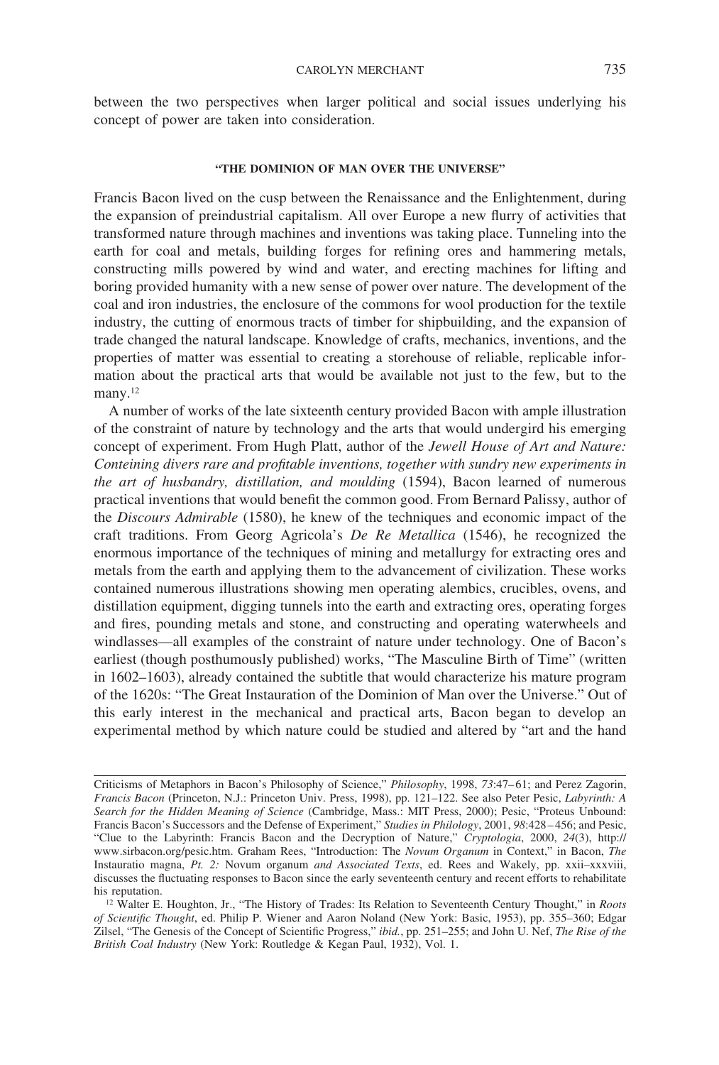between the two perspectives when larger political and social issues underlying his concept of power are taken into consideration.

### "THE DOMINION OF MAN OVER THE UNIVERSE"

Francis Bacon lived on the cusp between the Renaissance and the Enlightenment, during the expansion of preindustrial capitalism. All over Europe a new flurry of activities that transformed nature through machines and inventions was taking place. Tunneling into the earth for coal and metals, building forges for refining ores and hammering metals, constructing mills powered by wind and water, and erecting machines for lifting and boring provided humanity with a new sense of power over nature. The development of the coal and iron industries, the enclosure of the commons for wool production for the textile industry, the cutting of enormous tracts of timber for shipbuilding, and the expansion of trade changed the natural landscape. Knowledge of crafts, mechanics, inventions, and the properties of matter was essential to creating a storehouse of reliable, replicable information about the practical arts that would be available not just to the few, but to the many.[12]

A number of works of the late sixteenth century provided Bacon with ample illustration of the constraint of nature by technology and the arts that would undergird his emerging concept of experiment. From Hugh Platt, author of the *Jewell House of Art and Nature: Conteining divers rare and profitable inventions, together with sundry new experiments in the art of husbandry, distillation, and moulding* (1594), Bacon learned of numerous practical inventions that would benefit the common good. From Bernard Palissy, author of the *Discours Admirable* (1580), he knew of the techniques and economic impact of the craft traditions. From Georg Agricola's *De Re Metallica* (1546), he recognized the enormous importance of the techniques of mining and metallurgy for extracting ores and metals from the earth and applying them to the advancement of civilization. These works contained numerous illustrations showing men operating alembics, crucibles, ovens, and distillation equipment, digging tunnels into the earth and extracting ores, operating forges and fires, pounding metals and stone, and constructing and operating waterwheels and windlasses—all examples of the constraint of nature under technology. One of Bacon's earliest (though posthumously published) works, "The Masculine Birth of Time" (written in 1602–1603), already contained the subtitle that would characterize his mature program of the 1620s: "The Great Instauration of the Dominion of Man over the Universe." Out of this early interest in the mechanical and practical arts, Bacon began to develop an experimental method by which nature could be studied and altered by "art and the hand

Criticisms of Metaphors in Bacon's Philosophy of Science," *Philosophy*, 1998, *73*:47–61; and Perez Zagorin, *Francis Bacon* (Princeton, N.J.: Princeton Univ. Press, 1998), pp. 121–122. See also Peter Pesic, *Labyrinth: A Search for the Hidden Meaning of Science* (Cambridge, Mass.: MIT Press, 2000); Pesic, "Proteus Unbound: Francis Bacon's Successors and the Defense of Experiment," *Studies in Philology*, 2001, *98*:428–456; and Pesic, "Clue to the Labyrinth: Francis Bacon and the Decryption of Nature," *Cryptologia*, 2000, *24*(3), http://www.sirbacon.org/pesic.htm. Graham Rees, "Introduction: The *Novum Organum* in Context," in Bacon, *The* Instauratio magna, *Pt. 2:* Novum organum *and Associated Texts*, ed. Rees and Wakely, pp. xxii–xxxviii, discusses the fluctuating responses to Bacon since the early seventeenth century and recent efforts to rehabilitate his reputation.

[12] Walter E. Houghton, Jr., "The History of Trades: Its Relation to Seventeenth Century Thought," in *Roots of Scientific Thought*, ed. Philip P. Wiener and Aaron Noland (New York: Basic, 1953), pp. 355–360; Edgar Zilsel, "The Genesis of the Concept of Scientific Progress," *ibid.*, pp. 251–255; and John U. Nef, *The Rise of the British Coal Industry* (New York: Routledge & Kegan Paul, 1932), Vol. 1.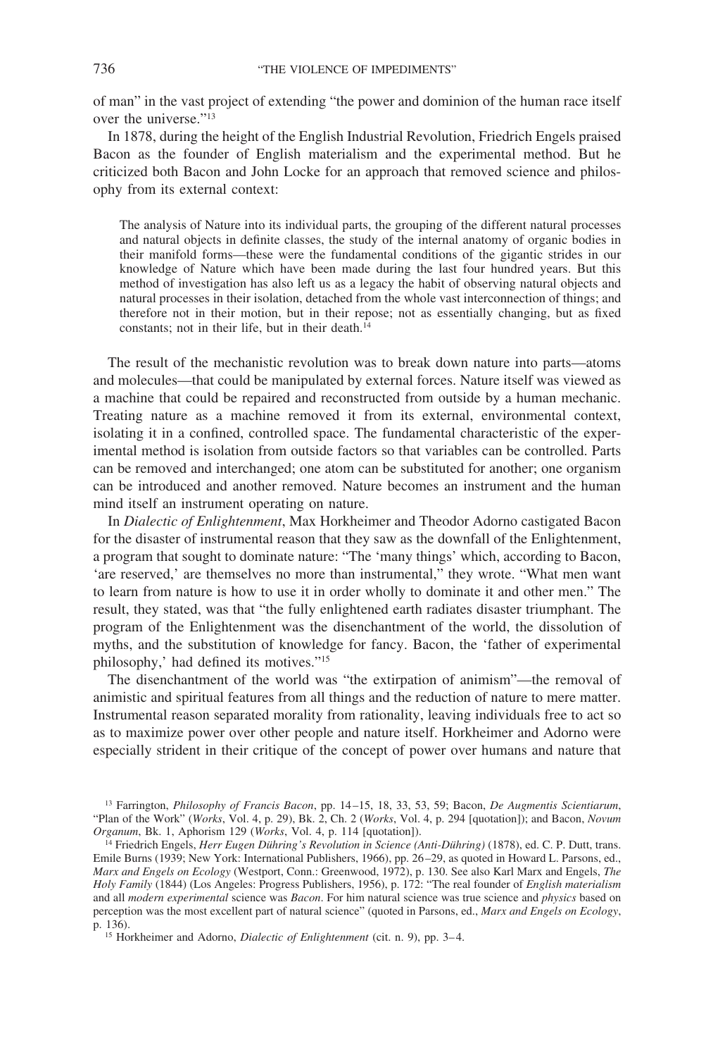of man" in the vast project of extending "the power and dominion of the human race itself over the universe."[13]

In 1878, during the height of the English Industrial Revolution, Friedrich Engels praised Bacon as the founder of English materialism and the experimental method. But he criticized both Bacon and John Locke for an approach that removed science and philosophy from its external context:

> The analysis of Nature into its individual parts, the grouping of the different natural processes and natural objects in definite classes, the study of the internal anatomy of organic bodies in their manifold forms—these were the fundamental conditions of the gigantic strides in our knowledge of Nature which have been made during the last four hundred years. But this method of investigation has also left us as a legacy the habit of observing natural objects and natural processes in their isolation, detached from the whole vast interconnection of things; and therefore not in their motion, but in their repose; not as essentially changing, but as fixed constants; not in their life, but in their death.[14]

The result of the mechanistic revolution was to break down nature into parts—atoms and molecules—that could be manipulated by external forces. Nature itself was viewed as a machine that could be repaired and reconstructed from outside by a human mechanic. Treating nature as a machine removed it from its external, environmental context, isolating it in a confined, controlled space. The fundamental characteristic of the experimental method is isolation from outside factors so that variables can be controlled. Parts can be removed and interchanged; one atom can be substituted for another; one organism can be introduced and another removed. Nature becomes an instrument and the human mind itself an instrument operating on nature.

In *Dialectic of Enlightenment*, Max Horkheimer and Theodor Adorno castigated Bacon for the disaster of instrumental reason that they saw as the downfall of the Enlightenment, a program that sought to dominate nature: "The 'many things' which, according to Bacon, 'are reserved,' are themselves no more than instrumental," they wrote. "What men want to learn from nature is how to use it in order wholly to dominate it and other men." The result, they stated, was that "the fully enlightened earth radiates disaster triumphant. The program of the Enlightenment was the disenchantment of the world, the dissolution of myths, and the substitution of knowledge for fancy. Bacon, the 'father of experimental philosophy,' had defined its motives."[15]

The disenchantment of the world was "the extirpation of animism"—the removal of animistic and spiritual features from all things and the reduction of nature to mere matter. Instrumental reason separated morality from rationality, leaving individuals free to act so as to maximize power over other people and nature itself. Horkheimer and Adorno were especially strident in their critique of the concept of power over humans and nature that

---

[13] Farrington, *Philosophy of Francis Bacon*, pp. 14–15, 18, 33, 53, 59; Bacon, *De Augmentis Scientiarum*, "Plan of the Work" (*Works*, Vol. 4, p. 29), Bk. 2, Ch. 2 (*Works*, Vol. 4, p. 294 [quotation]); and Bacon, *Novum Organum*, Bk. 1, Aphorism 129 (*Works*, Vol. 4, p. 114 [quotation]).

[14] Friedrich Engels, *Herr Eugen Dühring's Revolution in Science (Anti-Dühring)* (1878), ed. C. P. Dutt, trans. Emile Burns (1939; New York: International Publishers, 1966), pp. 26–29, as quoted in Howard L. Parsons, ed., *Marx and Engels on Ecology* (Westport, Conn.: Greenwood, 1972), p. 130. See also Karl Marx and Engels, *The Holy Family* (1844) (Los Angeles: Progress Publishers, 1956), p. 172: "The real founder of *English materialism* and all *modern experimental* science was *Bacon*. For him natural science was true science and *physics* based on perception was the most excellent part of natural science" (quoted in Parsons, ed., *Marx and Engels on Ecology*, p. 136).

[15] Horkheimer and Adorno, *Dialectic of Enlightenment* (cit. n. 9), pp. 3–4.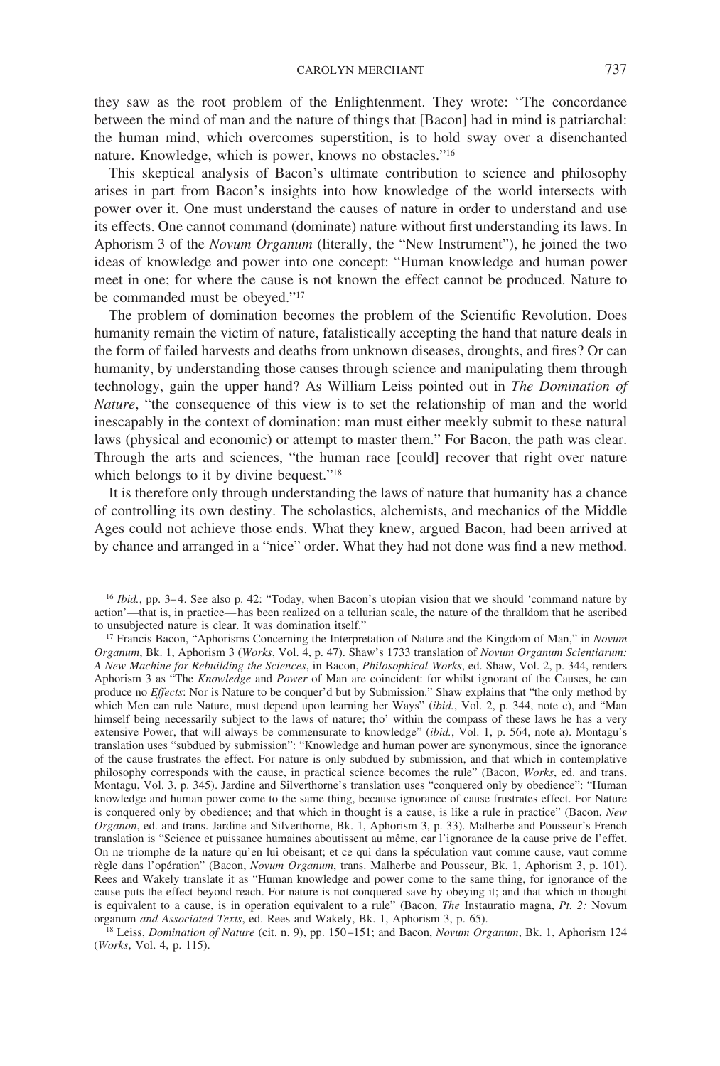they saw as the root problem of the Enlightenment. They wrote: "The concordance between the mind of man and the nature of things that [Bacon] had in mind is patriarchal: the human mind, which overcomes superstition, is to hold sway over a disenchanted nature. Knowledge, which is power, knows no obstacles."[16]

This skeptical analysis of Bacon's ultimate contribution to science and philosophy arises in part from Bacon's insights into how knowledge of the world intersects with power over it. One must understand the causes of nature in order to understand and use its effects. One cannot command (dominate) nature without first understanding its laws. In Aphorism 3 of the *Novum Organum* (literally, the "New Instrument"), he joined the two ideas of knowledge and power into one concept: "Human knowledge and human power meet in one; for where the cause is not known the effect cannot be produced. Nature to be commanded must be obeyed."[17]

The problem of domination becomes the problem of the Scientific Revolution. Does humanity remain the victim of nature, fatalistically accepting the hand that nature deals in the form of failed harvests and deaths from unknown diseases, droughts, and fires? Or can humanity, by understanding those causes through science and manipulating them through technology, gain the upper hand? As William Leiss pointed out in *The Domination of Nature*, "the consequence of this view is to set the relationship of man and the world inescapably in the context of domination: man must either meekly submit to these natural laws (physical and economic) or attempt to master them." For Bacon, the path was clear. Through the arts and sciences, "the human race [could] recover that right over nature which belongs to it by divine bequest."[18]

It is therefore only through understanding the laws of nature that humanity has a chance of controlling its own destiny. The scholastics, alchemists, and mechanics of the Middle Ages could not achieve those ends. What they knew, argued Bacon, had been arrived at by chance and arranged in a "nice" order. What they had not done was find a new method.

[16] *Ibid.*, pp. 3–4. See also p. 42: "Today, when Bacon's utopian vision that we should 'command nature by action'—that is, in practice—has been realized on a tellurian scale, the nature of the thralldom that he ascribed to unsubjected nature is clear. It was domination itself."

[17] Francis Bacon, "Aphorisms Concerning the Interpretation of Nature and the Kingdom of Man," in *Novum Organum*, Bk. 1, Aphorism 3 (*Works*, Vol. 4, p. 47). Shaw's 1733 translation of *Novum Organum Scientiarum: A New Machine for Rebuilding the Sciences*, in Bacon, *Philosophical Works*, ed. Shaw, Vol. 2, p. 344, renders Aphorism 3 as "The *Knowledge* and *Power* of Man are coincident: for whilst ignorant of the Causes, he can produce no *Effects*: Nor is Nature to be conquer'd but by Submission." Shaw explains that "the only method by which Men can rule Nature, must depend upon learning her Ways" (*ibid.*, Vol. 2, p. 344, note c), and "Man himself being necessarily subject to the laws of nature; tho' within the compass of these laws he has a very extensive Power, that will always be commensurate to knowledge" (*ibid.*, Vol. 1, p. 564, note a). Montagu's translation uses "subdued by submission": "Knowledge and human power are synonymous, since the ignorance of the cause frustrates the effect. For nature is only subdued by submission, and that which in contemplative philosophy corresponds with the cause, in practical science becomes the rule" (Bacon, *Works*, ed. and trans. Montagu, Vol. 3, p. 345). Jardine and Silverthorne's translation uses "conquered only by obedience": "Human knowledge and human power come to the same thing, because ignorance of cause frustrates effect. For Nature is conquered only by obedience; and that which in thought is a cause, is like a rule in practice" (Bacon, *New Organon*, ed. and trans. Jardine and Silverthorne, Bk. 1, Aphorism 3, p. 33). Malherbe and Pousseur's French translation is "Science et puissance humaines aboutissent au même, car l'ignorance de la cause prive de l'effet. On ne triomphe de la nature qu'en lui obeisant; et ce qui dans la spéculation vaut comme cause, vaut comme règle dans l'opération" (Bacon, *Novum Organum*, trans. Malherbe and Pousseur, Bk. 1, Aphorism 3, p. 101). Rees and Wakely translate it as "Human knowledge and power come to the same thing, for ignorance of the cause puts the effect beyond reach. For nature is not conquered save by obeying it; and that which in thought is equivalent to a cause, is in operation equivalent to a rule" (Bacon, *The* Instauratio magna, *Pt. 2:* Novum organum *and Associated Texts*, ed. Rees and Wakely, Bk. 1, Aphorism 3, p. 65).

[18] Leiss, *Domination of Nature* (cit. n. 9), pp. 150–151; and Bacon, *Novum Organum*, Bk. 1, Aphorism 124 (*Works*, Vol. 4, p. 115).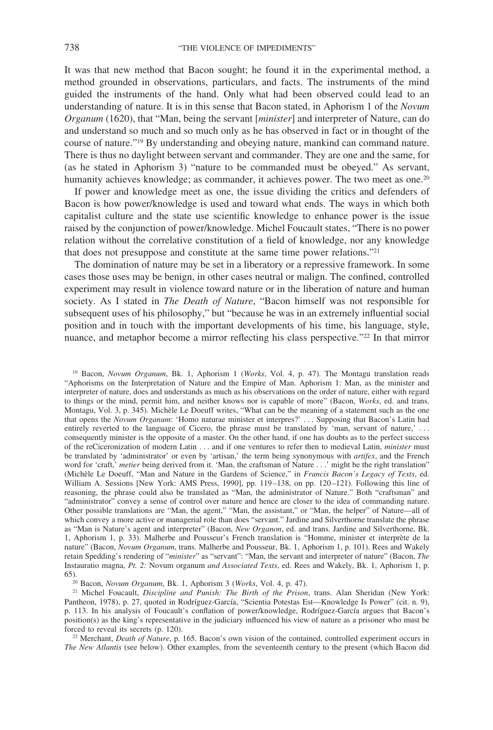It was that new method that Bacon sought; he found it in the experimental method, a method grounded in observations, particulars, and facts. The instruments of the mind guided the instruments of the hand. Only what had been observed could lead to an understanding of nature. It is in this sense that Bacon stated, in Aphorism 1 of the *Novum Organum* (1620), that "Man, being the servant [*minister*] and interpreter of Nature, can do and understand so much and so much only as he has observed in fact or in thought of the course of nature."[19] By understanding and obeying nature, mankind can command nature. There is thus no daylight between servant and commander. They are one and the same, for (as he stated in Aphorism 3) "nature to be commanded must be obeyed." As servant, humanity achieves knowledge; as commander, it achieves power. The two meet as one.[20]

If power and knowledge meet as one, the issue dividing the critics and defenders of Bacon is how power/knowledge is used and toward what ends. The ways in which both capitalist culture and the state use scientific knowledge to enhance power is the issue raised by the conjunction of power/knowledge. Michel Foucault states, "There is no power relation without the correlative constitution of a field of knowledge, nor any knowledge that does not presuppose and constitute at the same time power relations."[21]

The domination of nature may be set in a liberatory or a repressive framework. In some cases those uses may be benign, in other cases neutral or malign. The confined, controlled experiment may result in violence toward nature or in the liberation of nature and human society. As I stated in *The Death of Nature*, "Bacon himself was not responsible for subsequent uses of his philosophy," but "because he was in an extremely influential social position and in touch with the important developments of his time, his language, style, nuance, and metaphor become a mirror reflecting his class perspective."[22] In that mirror

[19] Bacon, *Novum Organum*, Bk. 1, Aphorism 1 (*Works*, Vol. 4, p. 47). The Montagu translation reads "Aphorisms on the Interpretation of Nature and the Empire of Man. Aphorism 1: Man, as the minister and interpreter of nature, does and understands as much as his observations on the order of nature, either with regard to things or the mind, permit him, and neither knows nor is capable of more" (Bacon, *Works*, ed. and trans. Montagu, Vol. 3, p. 345). Michèle Le Doeuff writes, "What can be the meaning of a statement such as the one that opens the *Novum Organum*: 'Homo naturae minister et interpres?' . . . Supposing that Bacon's Latin had entirely reverted to the language of Cicero, the phrase must be translated by 'man, servant of nature,' . . . consequently minister is the opposite of a master. On the other hand, if one has doubts as to the perfect success of the reCiceronization of modern Latin . . . and if one ventures to refer then to medieval Latin, *minister* must be translated by 'administrator' or even by 'artisan,' the term being synonymous with *artifex*, and the French word for 'craft,' *metier* being derived from it. 'Man, the craftsman of Nature . . .' might be the right translation" (Michèle Le Doeuff, "Man and Nature in the Gardens of Science," in *Francis Bacon's Legacy of Texts*, ed. William A. Sessions [New York: AMS Press, 1990], pp. 119–138, on pp. 120–121). Following this line of reasoning, the phrase could also be translated as "Man, the administrator of Nature." Both "craftsman" and "administrator" convey a sense of control over nature and hence are closer to the idea of commanding nature. Other possible translations are "Man, the agent," "Man, the assistant," or "Man, the helper" of Nature—all of which convey a more active or managerial role than does "servant." Jardine and Silverthorne translate the phrase as "Man is Nature's agent and interpreter" (Bacon, *New Organon*, ed. and trans. Jardine and Silverthorne, Bk. 1, Aphorism 1, p. 33). Malherbe and Pousseur's French translation is "Homme, minister et interprète de la nature" (Bacon, *Novum Organum*, trans. Malherbe and Pousseur, Bk. 1, Aphorism 1, p. 101). Rees and Wakely retain Spedding's rendering of "*minister*" as "servant": "Man, the servant and interpreter of nature" (Bacon, *The* Instauratio magna, *Pt. 2:* Novum organum *and Associated Texts*, ed. Rees and Wakely, Bk. 1, Aphorism 1, p. 65).

[20] Bacon, *Novum Organum*, Bk. 1, Aphorism 3 (*Works*, Vol. 4, p. 47).

[21] Michel Foucault, *Discipline and Punish: The Birth of the Prison*, trans. Alan Sheridan (New York: Pantheon, 1978), p. 27, quoted in Rodríguez-García, "Scientia Potestas Est—Knowledge Is Power" (cit. n. 9), p. 113. In his analysis of Foucault's conflation of power/knowledge, Rodríguez-García argues that Bacon's position(s) as the king's representative in the judiciary influenced his view of nature as a prisoner who must be forced to reveal its secrets (p. 120).

[22] Merchant, *Death of Nature*, p. 165. Bacon's own vision of the contained, controlled experiment occurs in *The New Atlantis* (see below). Other examples, from the seventeenth century to the present (which Bacon did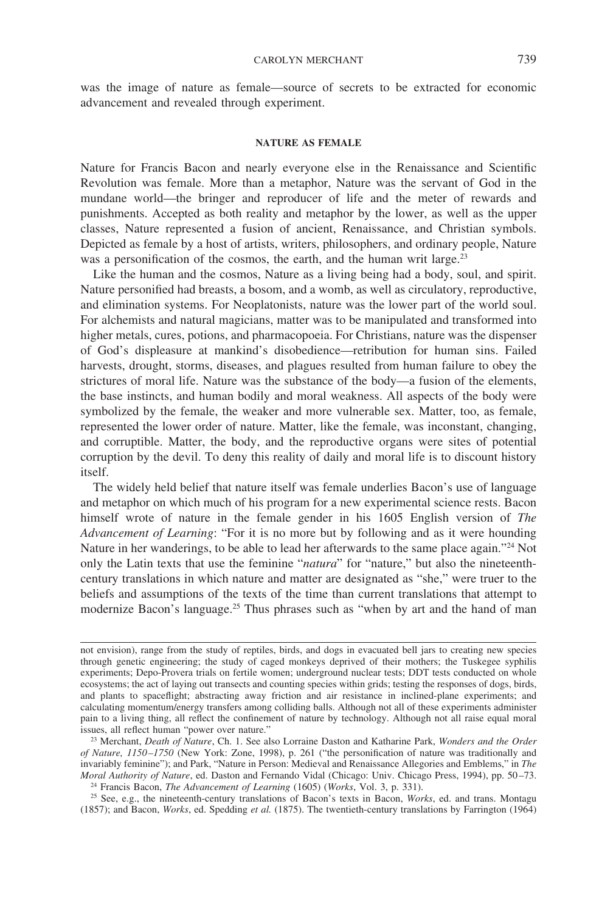was the image of nature as female—source of secrets to be extracted for economic advancement and revealed through experiment.

## NATURE AS FEMALE

Nature for Francis Bacon and nearly everyone else in the Renaissance and Scientific Revolution was female. More than a metaphor, Nature was the servant of God in the mundane world—the bringer and reproducer of life and the meter of rewards and punishments. Accepted as both reality and metaphor by the lower, as well as the upper classes, Nature represented a fusion of ancient, Renaissance, and Christian symbols. Depicted as female by a host of artists, writers, philosophers, and ordinary people, Nature was a personification of the cosmos, the earth, and the human writ large.[23]

Like the human and the cosmos, Nature as a living being had a body, soul, and spirit. Nature personified had breasts, a bosom, and a womb, as well as circulatory, reproductive, and elimination systems. For Neoplatonists, nature was the lower part of the world soul. For alchemists and natural magicians, matter was to be manipulated and transformed into higher metals, cures, potions, and pharmacopoeia. For Christians, nature was the dispenser of God's displeasure at mankind's disobedience—retribution for human sins. Failed harvests, drought, storms, diseases, and plagues resulted from human failure to obey the strictures of moral life. Nature was the substance of the body—a fusion of the elements, the base instincts, and human bodily and moral weakness. All aspects of the body were symbolized by the female, the weaker and more vulnerable sex. Matter, too, as female, represented the lower order of nature. Matter, like the female, was inconstant, changing, and corruptible. Matter, the body, and the reproductive organs were sites of potential corruption by the devil. To deny this reality of daily and moral life is to discount history itself.

The widely held belief that nature itself was female underlies Bacon's use of language and metaphor on which much of his program for a new experimental science rests. Bacon himself wrote of nature in the female gender in his 1605 English version of *The Advancement of Learning*: "For it is no more but by following and as it were hounding Nature in her wanderings, to be able to lead her afterwards to the same place again."[24] Not only the Latin texts that use the feminine "*natura*" for "nature," but also the nineteenth-century translations in which nature and matter are designated as "she," were truer to the beliefs and assumptions of the texts of the time than current translations that attempt to modernize Bacon's language.[25] Thus phrases such as "when by art and the hand of man

---

not envision), range from the study of reptiles, birds, and dogs in evacuated bell jars to creating new species through genetic engineering; the study of caged monkeys deprived of their mothers; the Tuskegee syphilis experiments; Depo-Provera trials on fertile women; underground nuclear tests; DDT tests conducted on whole ecosystems; the act of laying out transects and counting species within grids; testing the responses of dogs, birds, and plants to spaceflight; abstracting away friction and air resistance in inclined-plane experiments; and calculating momentum/energy transfers among colliding balls. Although not all of these experiments administer pain to a living thing, all reflect the confinement of nature by technology. Although not all raise equal moral issues, all reflect human "power over nature."

[23] Merchant, *Death of Nature*, Ch. 1. See also Lorraine Daston and Katharine Park, *Wonders and the Order of Nature, 1150–1750* (New York: Zone, 1998), p. 261 ("the personification of nature was traditionally and invariably feminine"); and Park, "Nature in Person: Medieval and Renaissance Allegories and Emblems," in *The Moral Authority of Nature*, ed. Daston and Fernando Vidal (Chicago: Univ. Chicago Press, 1994), pp. 50–73.

[24] Francis Bacon, *The Advancement of Learning* (1605) (*Works*, Vol. 3, p. 331).

[25] See, e.g., the nineteenth-century translations of Bacon's texts in Bacon, *Works*, ed. and trans. Montagu (1857); and Bacon, *Works*, ed. Spedding *et al.* (1875). The twentieth-century translations by Farrington (1964)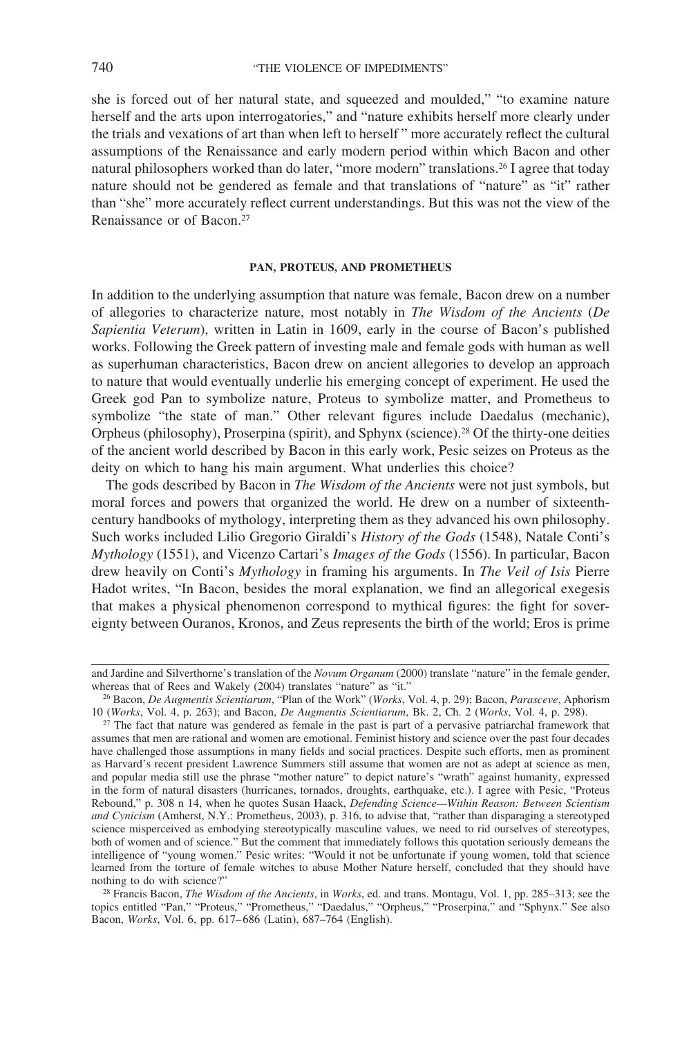she is forced out of her natural state, and squeezed and moulded," "to examine nature herself and the arts upon interrogatories," and "nature exhibits herself more clearly under the trials and vexations of art than when left to herself" more accurately reflect the cultural assumptions of the Renaissance and early modern period within which Bacon and other natural philosophers worked than do later, "more modern" translations.[26] I agree that today nature should not be gendered as female and that translations of "nature" as "it" rather than "she" more accurately reflect current understandings. But this was not the view of the Renaissance or of Bacon.[27]

## PAN, PROTEUS, AND PROMETHEUS

In addition to the underlying assumption that nature was female, Bacon drew on a number of allegories to characterize nature, most notably in *The Wisdom of the Ancients* (*De Sapientia Veterum*), written in Latin in 1609, early in the course of Bacon's published works. Following the Greek pattern of investing male and female gods with human as well as superhuman characteristics, Bacon drew on ancient allegories to develop an approach to nature that would eventually underlie his emerging concept of experiment. He used the Greek god Pan to symbolize nature, Proteus to symbolize matter, and Prometheus to symbolize "the state of man." Other relevant figures include Daedalus (mechanic), Orpheus (philosophy), Proserpina (spirit), and Sphynx (science).[28] Of the thirty-one deities of the ancient world described by Bacon in this early work, Pesic seizes on Proteus as the deity on which to hang his main argument. What underlies this choice?

The gods described by Bacon in *The Wisdom of the Ancients* were not just symbols, but moral forces and powers that organized the world. He drew on a number of sixteenth-century handbooks of mythology, interpreting them as they advanced his own philosophy. Such works included Lilio Gregorio Giraldi's *History of the Gods* (1548), Natale Conti's *Mythology* (1551), and Vicenzo Cartari's *Images of the Gods* (1556). In particular, Bacon drew heavily on Conti's *Mythology* in framing his arguments. In *The Veil of Isis* Pierre Hadot writes, "In Bacon, besides the moral explanation, we find an allegorical exegesis that makes a physical phenomenon correspond to mythical figures: the fight for sovereignty between Ouranos, Kronos, and Zeus represents the birth of the world; Eros is prime

---

and Jardine and Silverthorne's translation of the *Novum Organum* (2000) translate "nature" in the female gender, whereas that of Rees and Wakely (2004) translates "nature" as "it."

[26] Bacon, *De Augmentis Scientiarum*, "Plan of the Work" (*Works*, Vol. 4, p. 29); Bacon, *Parasceve*, Aphorism 10 (*Works*, Vol. 4, p. 263); and Bacon, *De Augmentis Scientiarum*, Bk. 2, Ch. 2 (*Works*, Vol. 4, p. 298).

[27] The fact that nature was gendered as female in the past is part of a pervasive patriarchal framework that assumes that men are rational and women are emotional. Feminist history and science over the past four decades have challenged those assumptions in many fields and social practices. Despite such efforts, men as prominent as Harvard's recent president Lawrence Summers still assume that women are not as adept at science as men, and popular media still use the phrase "mother nature" to depict nature's "wrath" against humanity, expressed in the form of natural disasters (hurricanes, tornados, droughts, earthquake, etc.). I agree with Pesic, "Proteus Rebound," p. 308 n 14, when he quotes Susan Haack, *Defending Science—Within Reason: Between Scientism and Cynicism* (Amherst, N.Y.: Prometheus, 2003), p. 316, to advise that, "rather than disparaging a stereotyped science misperceived as embodying stereotypically masculine values, we need to rid ourselves of stereotypes, both of women and of science." But the comment that immediately follows this quotation seriously demeans the intelligence of "young women." Pesic writes: "Would it not be unfortunate if young women, told that science learned from the torture of female witches to abuse Mother Nature herself, concluded that they should have nothing to do with science?"

[28] Francis Bacon, *The Wisdom of the Ancients*, in *Works*, ed. and trans. Montagu, Vol. 1, pp. 285–313; see the topics entitled "Pan," "Proteus," "Prometheus," "Daedalus," "Orpheus," "Proserpina," and "Sphynx." See also Bacon, *Works*, Vol. 6, pp. 617–686 (Latin), 687–764 (English).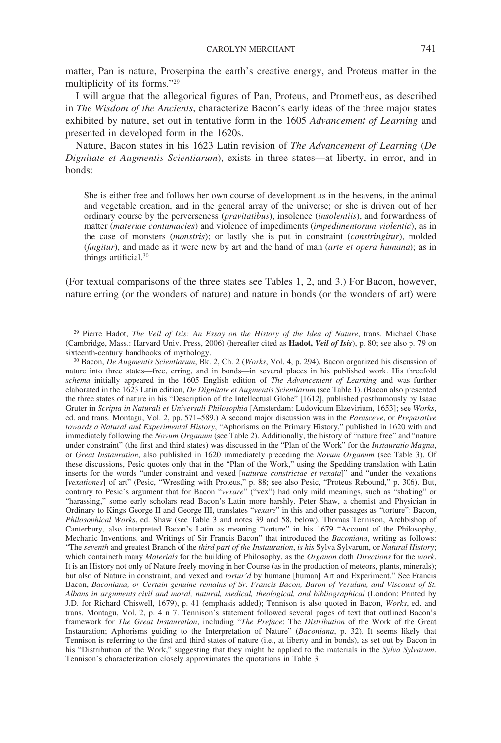matter, Pan is nature, Proserpina the earth's creative energy, and Proteus matter in the multiplicity of its forms."[29]

I will argue that the allegorical figures of Pan, Proteus, and Prometheus, as described in *The Wisdom of the Ancients*, characterize Bacon's early ideas of the three major states exhibited by nature, set out in tentative form in the 1605 *Advancement of Learning* and presented in developed form in the 1620s.

Nature, Bacon states in his 1623 Latin revision of *The Advancement of Learning* (*De Dignitate et Augmentis Scientiarum*), exists in three states—at liberty, in error, and in bonds:

> She is either free and follows her own course of development as in the heavens, in the animal and vegetable creation, and in the general array of the universe; or she is driven out of her ordinary course by the perverseness (*pravitatibus*), insolence (*insolentiis*), and forwardness of matter (*materiae contumacies*) and violence of impediments (*impedimentorum violentia*), as in the case of monsters (*monstris*); or lastly she is put in constraint (*constringitur*), molded (*fingitur*), and made as it were new by art and the hand of man (*arte et opera humana*); as in things artificial.[30]

(For textual comparisons of the three states see Tables 1, 2, and 3.) For Bacon, however, nature erring (or the wonders of nature) and nature in bonds (or the wonders of art) were

[29] Pierre Hadot, *The Veil of Isis: An Essay on the History of the Idea of Nature*, trans. Michael Chase (Cambridge, Mass.: Harvard Univ. Press, 2006) (hereafter cited as **Hadot,** ***Veil of Isis***), p. 80; see also p. 79 on sixteenth-century handbooks of mythology.

[30] Bacon, *De Augmentis Scientiarum*, Bk. 2, Ch. 2 (*Works*, Vol. 4, p. 294). Bacon organized his discussion of nature into three states—free, erring, and in bonds—in several places in his published work. His threefold *schema* initially appeared in the 1605 English edition of *The Advancement of Learning* and was further elaborated in the 1623 Latin edition, *De Dignitate et Augmentis Scientiarum* (see Table 1). (Bacon also presented the three states of nature in his "Description of the Intellectual Globe" [1612], published posthumously by Isaac Gruter in *Scripta in Naturali et Universali Philosophia* [Amsterdam: Ludovicum Elzevirium, 1653]; see *Works*, ed. and trans. Montagu, Vol. 2, pp. 571–589.) A second major discussion was in the *Parasceve*, or *Preparative towards a Natural and Experimental History*, "Aphorisms on the Primary History," published in 1620 with and immediately following the *Novum Organum* (see Table 2). Additionally, the history of "nature free" and "nature under constraint" (the first and third states) was discussed in the "Plan of the Work" for the *Instauratio Magna*, or *Great Instauration*, also published in 1620 immediately preceding the *Novum Organum* (see Table 3). Of these discussions, Pesic quotes only that in the "Plan of the Work," using the Spedding translation with Latin inserts for the words "under constraint and vexed [*naturae constrictae et vexata*]" and "under the vexations [*vexationes*] of art" (Pesic, "Wrestling with Proteus," p. 88; see also Pesic, "Proteus Rebound," p. 306). But, contrary to Pesic's argument that for Bacon "*vexare*" ("vex") had only mild meanings, such as "shaking" or "harassing," some early scholars read Bacon's Latin more harshly. Peter Shaw, a chemist and Physician in Ordinary to Kings George II and George III, translates "*vexare*" in this and other passages as "torture": Bacon, *Philosophical Works*, ed. Shaw (see Table 3 and notes 39 and 58, below). Thomas Tennison, Archbishop of Canterbury, also interpreted Bacon's Latin as meaning "torture" in his 1679 "Account of the Philosophy, Mechanic Inventions, and Writings of Sir Francis Bacon" that introduced the *Baconiana*, writing as follows: "The *seventh* and greatest Branch of the *third part of the Instauration*, *is his* Sylva Sylvarum, or *Natural History*; which containeth many *Materials* for the building of Philosophy, as the *Organon* doth *Directions* for the *work*. It is an History not only of Nature freely moving in her Course (as in the production of meteors, plants, minerals); but also of Nature in constraint, and vexed and *tortur'd* by humane [human] Art and Experiment." See Francis Bacon, *Baconiana, or Certain genuine remains of Sr. Francis Bacon, Baron of Verulam, and Viscount of St. Albans in arguments civil and moral, natural, medical, theological, and bibliographical* (London: Printed by J.D. for Richard Chiswell, 1679), p. 41 (emphasis added); Tennison is also quoted in Bacon, *Works*, ed. and trans. Montagu, Vol. 2, p. 4 n 7. Tennison's statement followed several pages of text that outlined Bacon's framework for *The Great Instauration*, including "*The Preface*: The *Distribution* of the Work of the Great Instauration; Aphorisms guiding to the Interpretation of Nature" (*Baconiana*, p. 32). It seems likely that Tennison is referring to the first and third states of nature (i.e., at liberty and in bonds), as set out by Bacon in his "Distribution of the Work," suggesting that they might be applied to the materials in the *Sylva Sylvarum*. Tennison's characterization closely approximates the quotations in Table 3.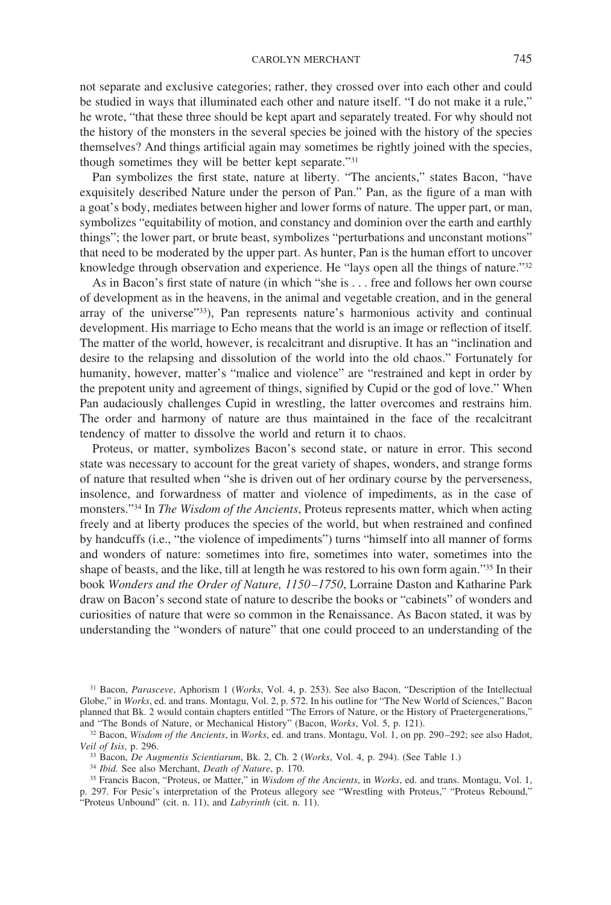not separate and exclusive categories; rather, they crossed over into each other and could be studied in ways that illuminated each other and nature itself. "I do not make it a rule," he wrote, "that these three should be kept apart and separately treated. For why should not the history of the monsters in the several species be joined with the history of the species themselves? And things artificial again may sometimes be rightly joined with the species, though sometimes they will be better kept separate."[31]

Pan symbolizes the first state, nature at liberty. "The ancients," states Bacon, "have exquisitely described Nature under the person of Pan." Pan, as the figure of a man with a goat's body, mediates between higher and lower forms of nature. The upper part, or man, symbolizes "equitability of motion, and constancy and dominion over the earth and earthly things"; the lower part, or brute beast, symbolizes "perturbations and unconstant motions" that need to be moderated by the upper part. As hunter, Pan is the human effort to uncover knowledge through observation and experience. He "lays open all the things of nature."[32]

As in Bacon's first state of nature (in which "she is . . . free and follows her own course of development as in the heavens, in the animal and vegetable creation, and in the general array of the universe"[33]), Pan represents nature's harmonious activity and continual development. His marriage to Echo means that the world is an image or reflection of itself. The matter of the world, however, is recalcitrant and disruptive. It has an "inclination and desire to the relapsing and dissolution of the world into the old chaos." Fortunately for humanity, however, matter's "malice and violence" are "restrained and kept in order by the prepotent unity and agreement of things, signified by Cupid or the god of love." When Pan audaciously challenges Cupid in wrestling, the latter overcomes and restrains him. The order and harmony of nature are thus maintained in the face of the recalcitrant tendency of matter to dissolve the world and return it to chaos.

Proteus, or matter, symbolizes Bacon's second state, or nature in error. This second state was necessary to account for the great variety of shapes, wonders, and strange forms of nature that resulted when "she is driven out of her ordinary course by the perverseness, insolence, and forwardness of matter and violence of impediments, as in the case of monsters."[34] In *The Wisdom of the Ancients*, Proteus represents matter, which when acting freely and at liberty produces the species of the world, but when restrained and confined by handcuffs (i.e., "the violence of impediments") turns "himself into all manner of forms and wonders of nature: sometimes into fire, sometimes into water, sometimes into the shape of beasts, and the like, till at length he was restored to his own form again."[35] In their book *Wonders and the Order of Nature, 1150–1750*, Lorraine Daston and Katharine Park draw on Bacon's second state of nature to describe the books or "cabinets" of wonders and curiosities of nature that were so common in the Renaissance. As Bacon stated, it was by understanding the "wonders of nature" that one could proceed to an understanding of the

[31] Bacon, *Parasceve*, Aphorism 1 (*Works*, Vol. 4, p. 253). See also Bacon, "Description of the Intellectual Globe," in *Works*, ed. and trans. Montagu, Vol. 2, p. 572. In his outline for "The New World of Sciences," Bacon planned that Bk. 2 would contain chapters entitled "The Errors of Nature, or the History of Praetergenerations," and "The Bonds of Nature, or Mechanical History" (Bacon, *Works*, Vol. 5, p. 121).

[32] Bacon, *Wisdom of the Ancients*, in *Works*, ed. and trans. Montagu, Vol. 1, on pp. 290–292; see also Hadot, *Veil of Isis*, p. 296.

[33] Bacon, *De Augmentis Scientiarum*, Bk. 2, Ch. 2 (*Works*, Vol. 4, p. 294). (See Table 1.)

[34] *Ibid.* See also Merchant, *Death of Nature*, p. 170.

[35] Francis Bacon, "Proteus, or Matter," in *Wisdom of the Ancients*, in *Works*, ed. and trans. Montagu, Vol. 1, p. 297. For Pesic's interpretation of the Proteus allegory see "Wrestling with Proteus," "Proteus Rebound," "Proteus Unbound" (cit. n. 11), and *Labyrinth* (cit. n. 11).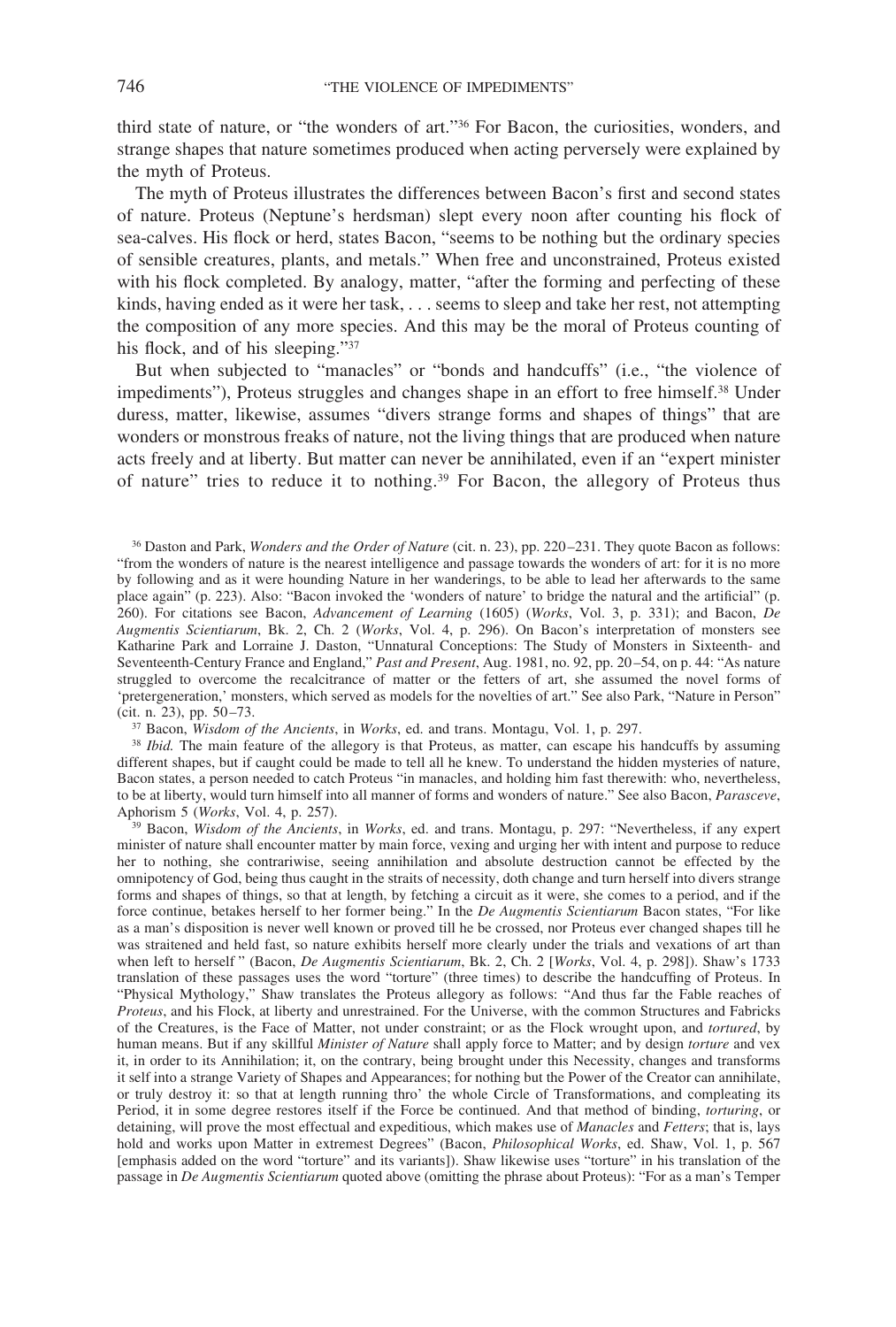third state of nature, or "the wonders of art."[36] For Bacon, the curiosities, wonders, and strange shapes that nature sometimes produced when acting perversely were explained by the myth of Proteus.

The myth of Proteus illustrates the differences between Bacon's first and second states of nature. Proteus (Neptune's herdsman) slept every noon after counting his flock of sea-calves. His flock or herd, states Bacon, "seems to be nothing but the ordinary species of sensible creatures, plants, and metals." When free and unconstrained, Proteus existed with his flock completed. By analogy, matter, "after the forming and perfecting of these kinds, having ended as it were her task, . . . seems to sleep and take her rest, not attempting the composition of any more species. And this may be the moral of Proteus counting of his flock, and of his sleeping."[37]

But when subjected to "manacles" or "bonds and handcuffs" (i.e., "the violence of impediments"), Proteus struggles and changes shape in an effort to free himself.[38] Under duress, matter, likewise, assumes "divers strange forms and shapes of things" that are wonders or monstrous freaks of nature, not the living things that are produced when nature acts freely and at liberty. But matter can never be annihilated, even if an "expert minister of nature" tries to reduce it to nothing.[39] For Bacon, the allegory of Proteus thus

[36] Daston and Park, *Wonders and the Order of Nature* (cit. n. 23), pp. 220–231. They quote Bacon as follows: "from the wonders of nature is the nearest intelligence and passage towards the wonders of art: for it is no more by following and as it were hounding Nature in her wanderings, to be able to lead her afterwards to the same place again" (p. 223). Also: "Bacon invoked the 'wonders of nature' to bridge the natural and the artificial" (p. 260). For citations see Bacon, *Advancement of Learning* (1605) (*Works*, Vol. 3, p. 331); and Bacon, *De Augmentis Scientiarum*, Bk. 2, Ch. 2 (*Works*, Vol. 4, p. 296). On Bacon's interpretation of monsters see Katharine Park and Lorraine J. Daston, "Unnatural Conceptions: The Study of Monsters in Sixteenth- and Seventeenth-Century France and England," *Past and Present*, Aug. 1981, no. 92, pp. 20–54, on p. 44: "As nature struggled to overcome the recalcitrance of matter or the fetters of art, she assumed the novel forms of 'pretergeneration,' monsters, which served as models for the novelties of art." See also Park, "Nature in Person" (cit. n. 23), pp. 50–73.

[37] Bacon, *Wisdom of the Ancients*, in *Works*, ed. and trans. Montagu, Vol. 1, p. 297.

[38] *Ibid.* The main feature of the allegory is that Proteus, as matter, can escape his handcuffs by assuming different shapes, but if caught could be made to tell all he knew. To understand the hidden mysteries of nature, Bacon states, a person needed to catch Proteus "in manacles, and holding him fast therewith: who, nevertheless, to be at liberty, would turn himself into all manner of forms and wonders of nature." See also Bacon, *Parasceve*, Aphorism 5 (*Works*, Vol. 4, p. 257).

[39] Bacon, *Wisdom of the Ancients*, in *Works*, ed. and trans. Montagu, p. 297: "Nevertheless, if any expert minister of nature shall encounter matter by main force, vexing and urging her with intent and purpose to reduce her to nothing, she contrariwise, seeing annihilation and absolute destruction cannot be effected by the omnipotency of God, being thus caught in the straits of necessity, doth change and turn herself into divers strange forms and shapes of things, so that at length, by fetching a circuit as it were, she comes to a period, and if the force continue, betakes herself to her former being." In the *De Augmentis Scientiarum* Bacon states, "For like as a man's disposition is never well known or proved till he be crossed, nor Proteus ever changed shapes till he was straitened and held fast, so nature exhibits herself more clearly under the trials and vexations of art than when left to herself " (Bacon, *De Augmentis Scientiarum*, Bk. 2, Ch. 2 [*Works*, Vol. 4, p. 298]). Shaw's 1733 translation of these passages uses the word "torture" (three times) to describe the handcuffing of Proteus. In "Physical Mythology," Shaw translates the Proteus allegory as follows: "And thus far the Fable reaches of *Proteus*, and his Flock, at liberty and unrestrained. For the Universe, with the common Structures and Fabricks of the Creatures, is the Face of Matter, not under constraint; or as the Flock wrought upon, and *tortured*, by human means. But if any skillful *Minister of Nature* shall apply force to Matter; and by design *torture* and vex it, in order to its Annihilation; it, on the contrary, being brought under this Necessity, changes and transforms it self into a strange Variety of Shapes and Appearances; for nothing but the Power of the Creator can annihilate, or truly destroy it: so that at length running thro' the whole Circle of Transformations, and compleating its Period, it in some degree restores itself if the Force be continued. And that method of binding, *torturing*, or detaining, will prove the most effectual and expeditious, which makes use of *Manacles* and *Fetters*; that is, lays hold and works upon Matter in extremest Degrees" (Bacon, *Philosophical Works*, ed. Shaw, Vol. 1, p. 567 [emphasis added on the word "torture" and its variants]). Shaw likewise uses "torture" in his translation of the passage in *De Augmentis Scientiarum* quoted above (omitting the phrase about Proteus): "For as a man's Temper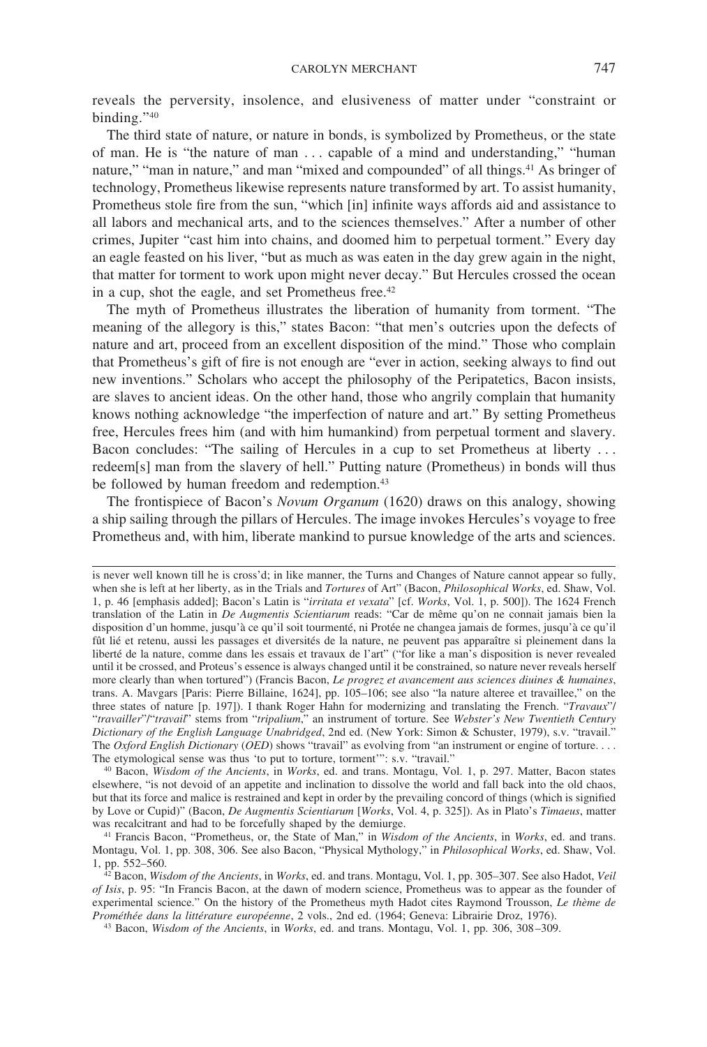reveals the perversity, insolence, and elusiveness of matter under "constraint or binding."[40]

The third state of nature, or nature in bonds, is symbolized by Prometheus, or the state of man. He is "the nature of man . . . capable of a mind and understanding," "human nature," "man in nature," and man "mixed and compounded" of all things.[41] As bringer of technology, Prometheus likewise represents nature transformed by art. To assist humanity, Prometheus stole fire from the sun, "which [in] infinite ways affords aid and assistance to all labors and mechanical arts, and to the sciences themselves." After a number of other crimes, Jupiter "cast him into chains, and doomed him to perpetual torment." Every day an eagle feasted on his liver, "but as much as was eaten in the day grew again in the night, that matter for torment to work upon might never decay." But Hercules crossed the ocean in a cup, shot the eagle, and set Prometheus free.[42]

The myth of Prometheus illustrates the liberation of humanity from torment. "The meaning of the allegory is this," states Bacon: "that men's outcries upon the defects of nature and art, proceed from an excellent disposition of the mind." Those who complain that Prometheus's gift of fire is not enough are "ever in action, seeking always to find out new inventions." Scholars who accept the philosophy of the Peripatetics, Bacon insists, are slaves to ancient ideas. On the other hand, those who angrily complain that humanity knows nothing acknowledge "the imperfection of nature and art." By setting Prometheus free, Hercules frees him (and with him humankind) from perpetual torment and slavery. Bacon concludes: "The sailing of Hercules in a cup to set Prometheus at liberty . . . redeem[s] man from the slavery of hell." Putting nature (Prometheus) in bonds will thus be followed by human freedom and redemption.[43]

The frontispiece of Bacon's *Novum Organum* (1620) draws on this analogy, showing a ship sailing through the pillars of Hercules. The image invokes Hercules's voyage to free Prometheus and, with him, liberate mankind to pursue knowledge of the arts and sciences.

---

is never well known till he is cross'd; in like manner, the Turns and Changes of Nature cannot appear so fully, when she is left at her liberty, as in the Trials and *Tortures* of Art" (Bacon, *Philosophical Works*, ed. Shaw, Vol. 1, p. 46 [emphasis added]; Bacon's Latin is "*irritata et vexata*" [cf. *Works*, Vol. 1, p. 500]). The 1624 French translation of the Latin in *De Augmentis Scientiarum* reads: "Car de même qu'on ne connait jamais bien la disposition d'un homme, jusqu'à ce qu'il soit tourmenté, ni Protée ne changea jamais de formes, jusqu'à ce qu'il fût lié et retenu, aussi les passages et diversités de la nature, ne peuvent pas apparaître si pleinement dans la liberté de la nature, comme dans les essais et travaux de l'art" ("for like a man's disposition is never revealed until it be crossed, and Proteus's essence is always changed until it be constrained, so nature never reveals herself more clearly than when tortured") (Francis Bacon, *Le progrez et avancement aus sciences diuines & humaines*, trans. A. Mavgars [Paris: Pierre Billaine, 1624], pp. 105–106; see also "la nature alteree et travaillee," on the three states of nature [p. 197]). I thank Roger Hahn for modernizing and translating the French. "*Travaux*"/"*travailler*"/"*travail*" stems from "*tripalium*," an instrument of torture. See *Webster's New Twentieth Century Dictionary of the English Language Unabridged*, 2nd ed. (New York: Simon & Schuster, 1979), s.v. "travail." The *Oxford English Dictionary* (*OED*) shows "travail" as evolving from "an instrument or engine of torture. . . . The etymological sense was thus 'to put to torture, torment'": s.v. "travail."

[40] Bacon, *Wisdom of the Ancients*, in *Works*, ed. and trans. Montagu, Vol. 1, p. 297. Matter, Bacon states elsewhere, "is not devoid of an appetite and inclination to dissolve the world and fall back into the old chaos, but that its force and malice is restrained and kept in order by the prevailing concord of things (which is signified by Love or Cupid)" (Bacon, *De Augmentis Scientiarum* [*Works*, Vol. 4, p. 325]). As in Plato's *Timaeus*, matter was recalcitrant and had to be forcefully shaped by the demiurge.

[41] Francis Bacon, "Prometheus, or, the State of Man," in *Wisdom of the Ancients*, in *Works*, ed. and trans. Montagu, Vol. 1, pp. 308, 306. See also Bacon, "Physical Mythology," in *Philosophical Works*, ed. Shaw, Vol. 1, pp. 552–560.

[42] Bacon, *Wisdom of the Ancients*, in *Works*, ed. and trans. Montagu, Vol. 1, pp. 305–307. See also Hadot, *Veil of Isis*, p. 95: "In Francis Bacon, at the dawn of modern science, Prometheus was to appear as the founder of experimental science." On the history of the Prometheus myth Hadot cites Raymond Trousson, *Le thème de Prométhée dans la littérature européenne*, 2 vols., 2nd ed. (1964; Geneva: Librairie Droz, 1976).

[43] Bacon, *Wisdom of the Ancients*, in *Works*, ed. and trans. Montagu, Vol. 1, pp. 306, 308–309.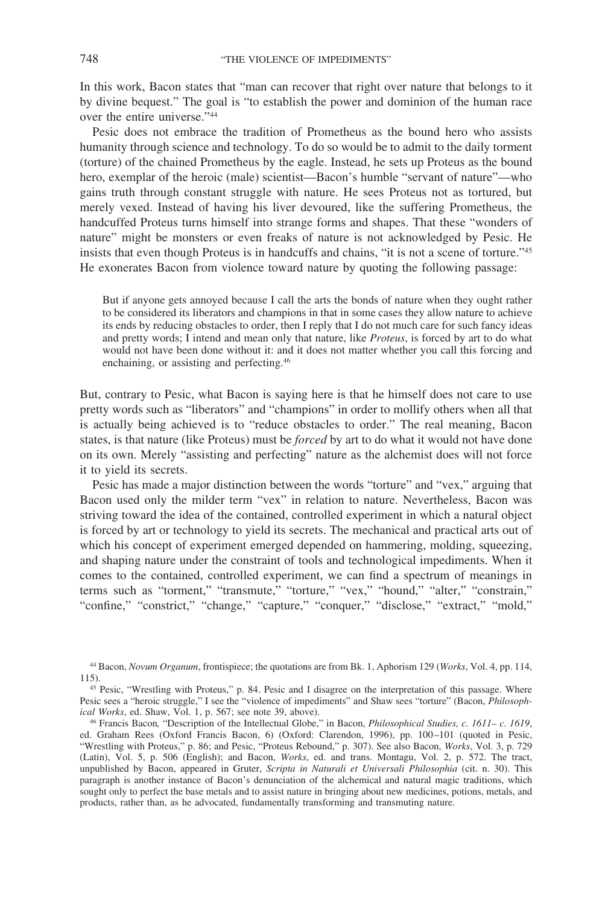In this work, Bacon states that "man can recover that right over nature that belongs to it by divine bequest." The goal is "to establish the power and dominion of the human race over the entire universe."[44]

Pesic does not embrace the tradition of Prometheus as the bound hero who assists humanity through science and technology. To do so would be to admit to the daily torment (torture) of the chained Prometheus by the eagle. Instead, he sets up Proteus as the bound hero, exemplar of the heroic (male) scientist—Bacon's humble "servant of nature"—who gains truth through constant struggle with nature. He sees Proteus not as tortured, but merely vexed. Instead of having his liver devoured, like the suffering Prometheus, the handcuffed Proteus turns himself into strange forms and shapes. That these "wonders of nature" might be monsters or even freaks of nature is not acknowledged by Pesic. He insists that even though Proteus is in handcuffs and chains, "it is not a scene of torture."[45] He exonerates Bacon from violence toward nature by quoting the following passage:

> But if anyone gets annoyed because I call the arts the bonds of nature when they ought rather to be considered its liberators and champions in that in some cases they allow nature to achieve its ends by reducing obstacles to order, then I reply that I do not much care for such fancy ideas and pretty words; I intend and mean only that nature, like *Proteus*, is forced by art to do what would not have been done without it: and it does not matter whether you call this forcing and enchaining, or assisting and perfecting.[46]

But, contrary to Pesic, what Bacon is saying here is that he himself does not care to use pretty words such as "liberators" and "champions" in order to mollify others when all that is actually being achieved is to "reduce obstacles to order." The real meaning, Bacon states, is that nature (like Proteus) must be *forced* by art to do what it would not have done on its own. Merely "assisting and perfecting" nature as the alchemist does will not force it to yield its secrets.

Pesic has made a major distinction between the words "torture" and "vex," arguing that Bacon used only the milder term "vex" in relation to nature. Nevertheless, Bacon was striving toward the idea of the contained, controlled experiment in which a natural object is forced by art or technology to yield its secrets. The mechanical and practical arts out of which his concept of experiment emerged depended on hammering, molding, squeezing, and shaping nature under the constraint of tools and technological impediments. When it comes to the contained, controlled experiment, we can find a spectrum of meanings in terms such as "torment," "transmute," "torture," "vex," "hound," "alter," "constrain," "confine," "constrict," "change," "capture," "conquer," "disclose," "extract," "mold,"

---

[44] Bacon, *Novum Organum*, frontispiece; the quotations are from Bk. 1, Aphorism 129 (*Works*, Vol. 4, pp. 114, 115).

[45] Pesic, "Wrestling with Proteus," p. 84. Pesic and I disagree on the interpretation of this passage. Where Pesic sees a "heroic struggle," I see the "violence of impediments" and Shaw sees "torture" (Bacon, *Philosophical Works*, ed. Shaw, Vol. 1, p. 567; see note 39, above).

[46] Francis Bacon, "Description of the Intellectual Globe," in Bacon, *Philosophical Studies, c. 1611– c. 1619*, ed. Graham Rees (Oxford Francis Bacon, 6) (Oxford: Clarendon, 1996), pp. 100–101 (quoted in Pesic, "Wrestling with Proteus," p. 86; and Pesic, "Proteus Rebound," p. 307). See also Bacon, *Works*, Vol. 3, p. 729 (Latin), Vol. 5, p. 506 (English); and Bacon, *Works*, ed. and trans. Montagu, Vol. 2, p. 572. The tract, unpublished by Bacon, appeared in Gruter, *Scripta in Naturali et Universali Philosophia* (cit. n. 30). This paragraph is another instance of Bacon's denunciation of the alchemical and natural magic traditions, which sought only to perfect the base metals and to assist nature in bringing about new medicines, potions, metals, and products, rather than, as he advocated, fundamentally transforming and transmuting nature.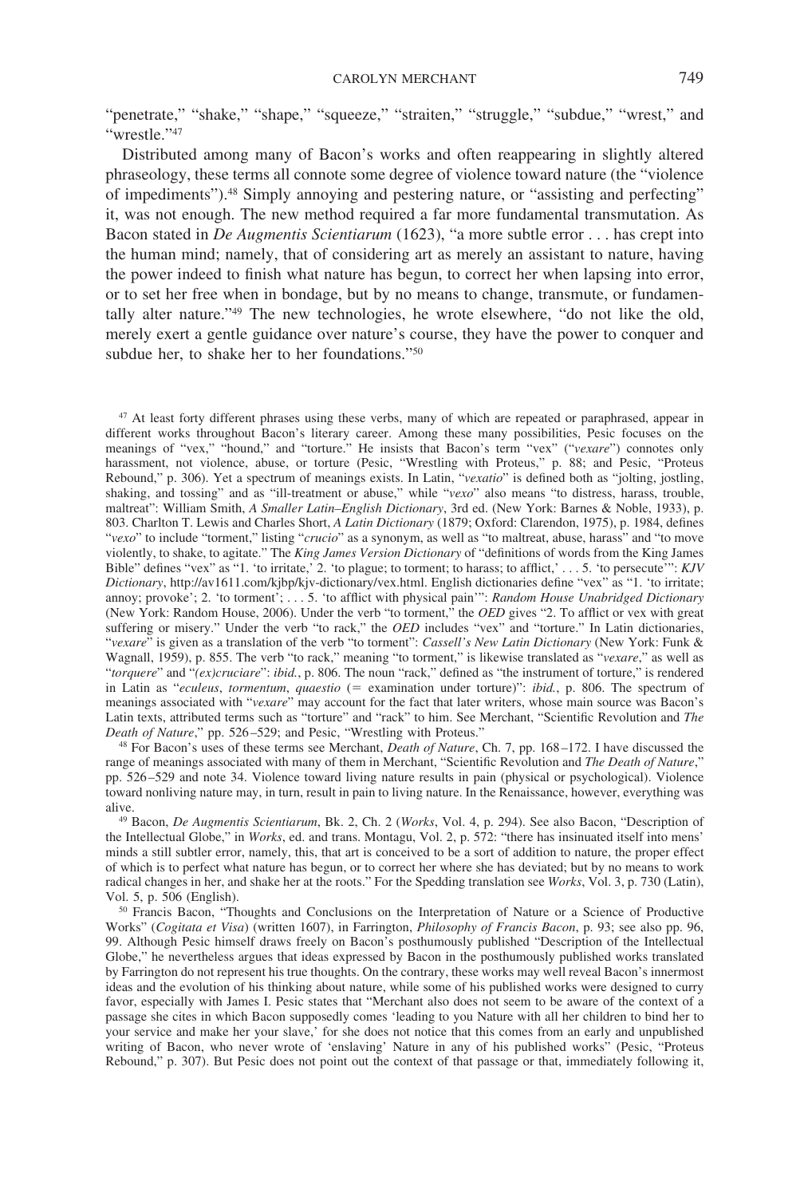"penetrate," "shake," "shape," "squeeze," "straiten," "struggle," "subdue," "wrest," and "wrestle."[47]

Distributed among many of Bacon's works and often reappearing in slightly altered phraseology, these terms all connote some degree of violence toward nature (the "violence of impediments").[48] Simply annoying and pestering nature, or "assisting and perfecting" it, was not enough. The new method required a far more fundamental transmutation. As Bacon stated in *De Augmentis Scientiarum* (1623), "a more subtle error . . . has crept into the human mind; namely, that of considering art as merely an assistant to nature, having the power indeed to finish what nature has begun, to correct her when lapsing into error, or to set her free when in bondage, but by no means to change, transmute, or fundamentally alter nature."[49] The new technologies, he wrote elsewhere, "do not like the old, merely exert a gentle guidance over nature's course, they have the power to conquer and subdue her, to shake her to her foundations."[50]

[47] At least forty different phrases using these verbs, many of which are repeated or paraphrased, appear in different works throughout Bacon's literary career. Among these many possibilities, Pesic focuses on the meanings of "vex," "hound," and "torture." He insists that Bacon's term "vex" ("*vexare*") connotes only harassment, not violence, abuse, or torture (Pesic, "Wrestling with Proteus," p. 88; and Pesic, "Proteus Rebound," p. 306). Yet a spectrum of meanings exists. In Latin, "*vexatio*" is defined both as "jolting, jostling, shaking, and tossing" and as "ill-treatment or abuse," while "*vexo*" also means "to distress, harass, trouble, maltreat": William Smith, *A Smaller Latin–English Dictionary*, 3rd ed. (New York: Barnes & Noble, 1933), p. 803. Charlton T. Lewis and Charles Short, *A Latin Dictionary* (1879; Oxford: Clarendon, 1975), p. 1984, defines "*vexo*" to include "torment," listing "*crucio*" as a synonym, as well as "to maltreat, abuse, harass" and "to move violently, to shake, to agitate." The *King James Version Dictionary* of "definitions of words from the King James Bible" defines "vex" as "1. 'to irritate,' 2. 'to plague; to torment; to harass; to afflict,' . . . 5. 'to persecute'": *KJV Dictionary*, http://av1611.com/kjbp/kjv-dictionary/vex.html. English dictionaries define "vex" as "1. 'to irritate; annoy; provoke'; 2. 'to torment'; . . . 5. 'to afflict with physical pain'": *Random House Unabridged Dictionary* (New York: Random House, 2006). Under the verb "to torment," the *OED* gives "2. To afflict or vex with great suffering or misery." Under the verb "to rack," the *OED* includes "vex" and "torture." In Latin dictionaries, "*vexare*" is given as a translation of the verb "to torment": *Cassell's New Latin Dictionary* (New York: Funk & Wagnall, 1959), p. 855. The verb "to rack," meaning "to torment," is likewise translated as "*vexare*," as well as "*torquere*" and "*(ex)cruciare*": *ibid.*, p. 806. The noun "rack," defined as "the instrument of torture," is rendered in Latin as "*eculeus*, *tormentum*, *quaestio* (= examination under torture)": *ibid.*, p. 806. The spectrum of meanings associated with "*vexare*" may account for the fact that later writers, whose main source was Bacon's Latin texts, attributed terms such as "torture" and "rack" to him. See Merchant, "Scientific Revolution and *The Death of Nature*," pp. 526–529; and Pesic, "Wrestling with Proteus."

[48] For Bacon's uses of these terms see Merchant, *Death of Nature*, Ch. 7, pp. 168–172. I have discussed the range of meanings associated with many of them in Merchant, "Scientific Revolution and *The Death of Nature*," pp. 526–529 and note 34. Violence toward living nature results in pain (physical or psychological). Violence toward nonliving nature may, in turn, result in pain to living nature. In the Renaissance, however, everything was alive.

[49] Bacon, *De Augmentis Scientiarum*, Bk. 2, Ch. 2 (*Works*, Vol. 4, p. 294). See also Bacon, "Description of the Intellectual Globe," in *Works*, ed. and trans. Montagu, Vol. 2, p. 572: "there has insinuated itself into mens' minds a still subtler error, namely, this, that art is conceived to be a sort of addition to nature, the proper effect of which is to perfect what nature has begun, or to correct her where she has deviated; but by no means to work radical changes in her, and shake her at the roots." For the Spedding translation see *Works*, Vol. 3, p. 730 (Latin), Vol. 5, p. 506 (English).

[50] Francis Bacon, "Thoughts and Conclusions on the Interpretation of Nature or a Science of Productive Works" (*Cogitata et Visa*) (written 1607), in Farrington, *Philosophy of Francis Bacon*, p. 93; see also pp. 96, 99. Although Pesic himself draws freely on Bacon's posthumously published "Description of the Intellectual Globe," he nevertheless argues that ideas expressed by Bacon in the posthumously published works translated by Farrington do not represent his true thoughts. On the contrary, these works may well reveal Bacon's innermost ideas and the evolution of his thinking about nature, while some of his published works were designed to curry favor, especially with James I. Pesic states that "Merchant also does not seem to be aware of the context of a passage she cites in which Bacon supposedly comes 'leading to you Nature with all her children to bind her to your service and make her your slave,' for she does not notice that this comes from an early and unpublished writing of Bacon, who never wrote of 'enslaving' Nature in any of his published works" (Pesic, "Proteus Rebound," p. 307). But Pesic does not point out the context of that passage or that, immediately following it,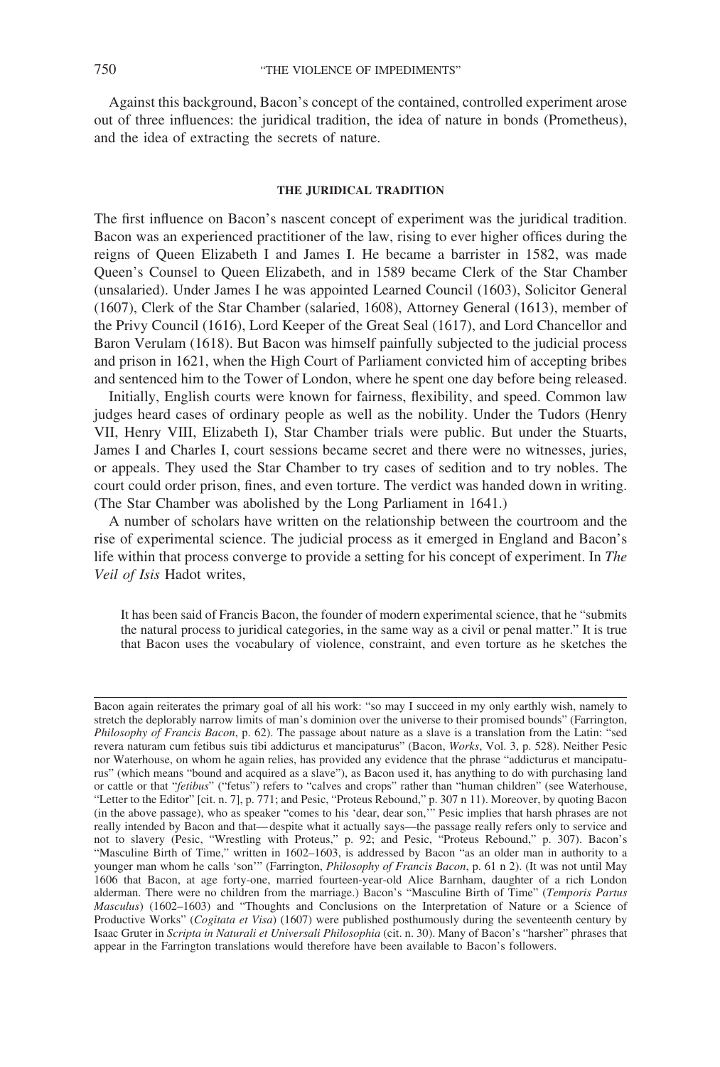Against this background, Bacon's concept of the contained, controlled experiment arose out of three influences: the juridical tradition, the idea of nature in bonds (Prometheus), and the idea of extracting the secrets of nature.

#### THE JURIDICAL TRADITION

The first influence on Bacon's nascent concept of experiment was the juridical tradition. Bacon was an experienced practitioner of the law, rising to ever higher offices during the reigns of Queen Elizabeth I and James I. He became a barrister in 1582, was made Queen's Counsel to Queen Elizabeth, and in 1589 became Clerk of the Star Chamber (unsalaried). Under James I he was appointed Learned Council (1603), Solicitor General (1607), Clerk of the Star Chamber (salaried, 1608), Attorney General (1613), member of the Privy Council (1616), Lord Keeper of the Great Seal (1617), and Lord Chancellor and Baron Verulam (1618). But Bacon was himself painfully subjected to the judicial process and prison in 1621, when the High Court of Parliament convicted him of accepting bribes and sentenced him to the Tower of London, where he spent one day before being released.

Initially, English courts were known for fairness, flexibility, and speed. Common law judges heard cases of ordinary people as well as the nobility. Under the Tudors (Henry VII, Henry VIII, Elizabeth I), Star Chamber trials were public. But under the Stuarts, James I and Charles I, court sessions became secret and there were no witnesses, juries, or appeals. They used the Star Chamber to try cases of sedition and to try nobles. The court could order prison, fines, and even torture. The verdict was handed down in writing. (The Star Chamber was abolished by the Long Parliament in 1641.)

A number of scholars have written on the relationship between the courtroom and the rise of experimental science. The judicial process as it emerged in England and Bacon's life within that process converge to provide a setting for his concept of experiment. In *The Veil of Isis* Hadot writes,

> It has been said of Francis Bacon, the founder of modern experimental science, that he "submits the natural process to juridical categories, in the same way as a civil or penal matter." It is true that Bacon uses the vocabulary of violence, constraint, and even torture as he sketches the

---

Bacon again reiterates the primary goal of all his work: "so may I succeed in my only earthly wish, namely to stretch the deplorably narrow limits of man's dominion over the universe to their promised bounds" (Farrington, *Philosophy of Francis Bacon*, p. 62). The passage about nature as a slave is a translation from the Latin: "sed revera naturam cum fetibus suis tibi addicturus et mancipaturus" (Bacon, *Works*, Vol. 3, p. 528). Neither Pesic nor Waterhouse, on whom he again relies, has provided any evidence that the phrase "addicturus et mancipaturus" (which means "bound and acquired as a slave"), as Bacon used it, has anything to do with purchasing land or cattle or that "*fetibus*" ("fetus") refers to "calves and crops" rather than "human children" (see Waterhouse, "Letter to the Editor" [cit. n. 7], p. 771; and Pesic, "Proteus Rebound," p. 307 n 11). Moreover, by quoting Bacon (in the above passage), who as speaker "comes to his 'dear, dear son,'" Pesic implies that harsh phrases are not really intended by Bacon and that—despite what it actually says—the passage really refers only to service and not to slavery (Pesic, "Wrestling with Proteus," p. 92; and Pesic, "Proteus Rebound," p. 307). Bacon's "Masculine Birth of Time," written in 1602–1603, is addressed by Bacon "as an older man in authority to a younger man whom he calls 'son'" (Farrington, *Philosophy of Francis Bacon*, p. 61 n 2). (It was not until May 1606 that Bacon, at age forty-one, married fourteen-year-old Alice Barnham, daughter of a rich London alderman. There were no children from the marriage.) Bacon's "Masculine Birth of Time" (*Temporis Partus Masculus*) (1602–1603) and "Thoughts and Conclusions on the Interpretation of Nature or a Science of Productive Works" (*Cogitata et Visa*) (1607) were published posthumously during the seventeenth century by Isaac Gruter in *Scripta in Naturali et Universali Philosophia* (cit. n. 30). Many of Bacon's "harsher" phrases that appear in the Farrington translations would therefore have been available to Bacon's followers.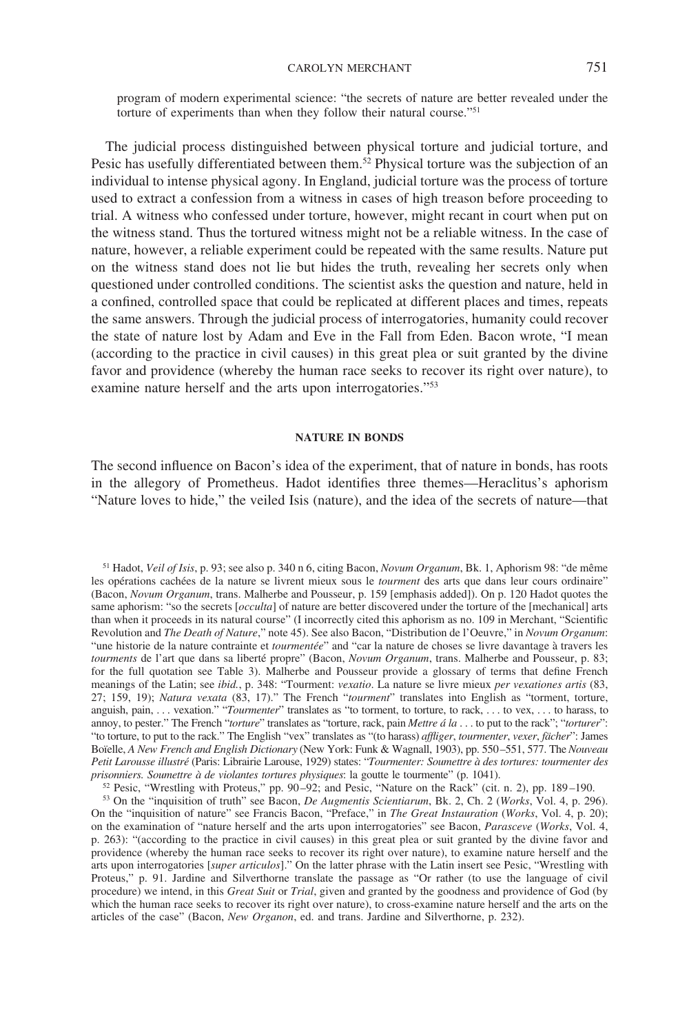program of modern experimental science: "the secrets of nature are better revealed under the torture of experiments than when they follow their natural course."[51]

The judicial process distinguished between physical torture and judicial torture, and Pesic has usefully differentiated between them.[52] Physical torture was the subjection of an individual to intense physical agony. In England, judicial torture was the process of torture used to extract a confession from a witness in cases of high treason before proceeding to trial. A witness who confessed under torture, however, might recant in court when put on the witness stand. Thus the tortured witness might not be a reliable witness. In the case of nature, however, a reliable experiment could be repeated with the same results. Nature put on the witness stand does not lie but hides the truth, revealing her secrets only when questioned under controlled conditions. The scientist asks the question and nature, held in a confined, controlled space that could be replicated at different places and times, repeats the same answers. Through the judicial process of interrogatories, humanity could recover the state of nature lost by Adam and Eve in the Fall from Eden. Bacon wrote, "I mean (according to the practice in civil causes) in this great plea or suit granted by the divine favor and providence (whereby the human race seeks to recover its right over nature), to examine nature herself and the arts upon interrogatories."[53]

## NATURE IN BONDS

The second influence on Bacon's idea of the experiment, that of nature in bonds, has roots in the allegory of Prometheus. Hadot identifies three themes—Heraclitus's aphorism "Nature loves to hide," the veiled Isis (nature), and the idea of the secrets of nature—that

---

[51] Hadot, *Veil of Isis*, p. 93; see also p. 340 n 6, citing Bacon, *Novum Organum*, Bk. 1, Aphorism 98: "de même les opérations cachées de la nature se livrent mieux sous le *tourment* des arts que dans leur cours ordinaire" (Bacon, *Novum Organum*, trans. Malherbe and Pousseur, p. 159 [emphasis added]). On p. 120 Hadot quotes the same aphorism: "so the secrets [*occulta*] of nature are better discovered under the torture of the [mechanical] arts than when it proceeds in its natural course" (I incorrectly cited this aphorism as no. 109 in Merchant, "Scientific Revolution and *The Death of Nature*," note 45). See also Bacon, "Distribution de l'Oeuvre," in *Novum Organum*: "une historie de la nature contrainte et *tourmentée*" and "car la nature de choses se livre davantage à travers les *tourments* de l'art que dans sa liberté propre" (Bacon, *Novum Organum*, trans. Malherbe and Pousseur, p. 83; for the full quotation see Table 3). Malherbe and Pousseur provide a glossary of terms that define French meanings of the Latin; see *ibid.*, p. 348: "Tourment: *vexatio*. La nature se livre mieux *per vexationes artis* (83, 27; 159, 19); *Natura vexata* (83, 17)." The French "*tourment*" translates into English as "torment, torture, anguish, pain, . . . vexation." "*Tourmenter*" translates as "to torment, to torture, to rack, . . . to vex, . . . to harass, to annoy, to pester." The French "*torture*" translates as "torture, rack, pain *Mettre á la* . . . to put to the rack"; "*torturer*": "to torture, to put to the rack." The English "vex" translates as "(to harass) *affliger*, *tourmenter*, *vexer*, *fâcher*": James Boïelle, *A New French and English Dictionary* (New York: Funk & Wagnall, 1903), pp. 550–551, 577. The *Nouveau Petit Larousse illustré* (Paris: Librairie Larouse, 1929) states: "*Tourmenter: Soumettre à des tortures: tourmenter des prisonniers. Soumettre à de violantes tortures physiques*: la goutte le tourmente" (p. 1041).

[52] Pesic, "Wrestling with Proteus," pp. 90–92; and Pesic, "Nature on the Rack" (cit. n. 2), pp. 189–190.

[53] On the "inquisition of truth" see Bacon, *De Augmentis Scientiarum*, Bk. 2, Ch. 2 (*Works*, Vol. 4, p. 296). On the "inquisition of nature" see Francis Bacon, "Preface," in *The Great Instauration* (*Works*, Vol. 4, p. 20); on the examination of "nature herself and the arts upon interrogatories" see Bacon, *Parasceve* (*Works*, Vol. 4, p. 263): "(according to the practice in civil causes) in this great plea or suit granted by the divine favor and providence (whereby the human race seeks to recover its right over nature), to examine nature herself and the arts upon interrogatories [*super articulos*]." On the latter phrase with the Latin insert see Pesic, "Wrestling with Proteus," p. 91. Jardine and Silverthorne translate the passage as "Or rather (to use the language of civil procedure) we intend, in this *Great Suit* or *Trial*, given and granted by the goodness and providence of God (by which the human race seeks to recover its right over nature), to cross-examine nature herself and the arts on the articles of the case" (Bacon, *New Organon*, ed. and trans. Jardine and Silverthorne, p. 232).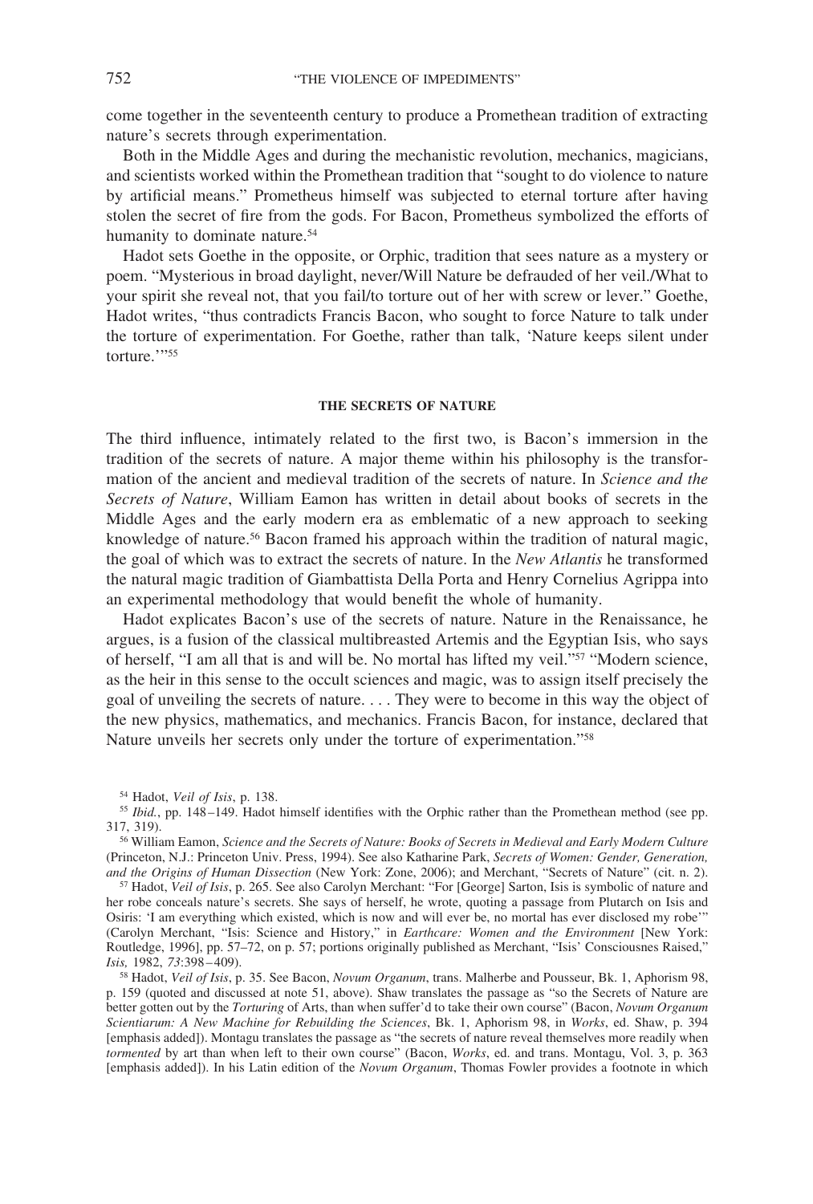come together in the seventeenth century to produce a Promethean tradition of extracting nature's secrets through experimentation.

Both in the Middle Ages and during the mechanistic revolution, mechanics, magicians, and scientists worked within the Promethean tradition that "sought to do violence to nature by artificial means." Prometheus himself was subjected to eternal torture after having stolen the secret of fire from the gods. For Bacon, Prometheus symbolized the efforts of humanity to dominate nature.[54]

Hadot sets Goethe in the opposite, or Orphic, tradition that sees nature as a mystery or poem. "Mysterious in broad daylight, never/Will Nature be defrauded of her veil./What to your spirit she reveal not, that you fail/to torture out of her with screw or lever." Goethe, Hadot writes, "thus contradicts Francis Bacon, who sought to force Nature to talk under the torture of experimentation. For Goethe, rather than talk, 'Nature keeps silent under torture.'"[55]

## THE SECRETS OF NATURE

The third influence, intimately related to the first two, is Bacon's immersion in the tradition of the secrets of nature. A major theme within his philosophy is the transformation of the ancient and medieval tradition of the secrets of nature. In *Science and the Secrets of Nature*, William Eamon has written in detail about books of secrets in the Middle Ages and the early modern era as emblematic of a new approach to seeking knowledge of nature.[56] Bacon framed his approach within the tradition of natural magic, the goal of which was to extract the secrets of nature. In the *New Atlantis* he transformed the natural magic tradition of Giambattista Della Porta and Henry Cornelius Agrippa into an experimental methodology that would benefit the whole of humanity.

Hadot explicates Bacon's use of the secrets of nature. Nature in the Renaissance, he argues, is a fusion of the classical multibreasted Artemis and the Egyptian Isis, who says of herself, "I am all that is and will be. No mortal has lifted my veil."[57] "Modern science, as the heir in this sense to the occult sciences and magic, was to assign itself precisely the goal of unveiling the secrets of nature. . . . They were to become in this way the object of the new physics, mathematics, and mechanics. Francis Bacon, for instance, declared that Nature unveils her secrets only under the torture of experimentation."[58]

---

[54] Hadot, *Veil of Isis*, p. 138.

[55] *Ibid.*, pp. 148–149. Hadot himself identifies with the Orphic rather than the Promethean method (see pp. 317, 319).

[56] William Eamon, *Science and the Secrets of Nature: Books of Secrets in Medieval and Early Modern Culture* (Princeton, N.J.: Princeton Univ. Press, 1994). See also Katharine Park, *Secrets of Women: Gender, Generation, and the Origins of Human Dissection* (New York: Zone, 2006); and Merchant, "Secrets of Nature" (cit. n. 2).

[57] Hadot, *Veil of Isis*, p. 265. See also Carolyn Merchant: "For [George] Sarton, Isis is symbolic of nature and her robe conceals nature's secrets. She says of herself, he wrote, quoting a passage from Plutarch on Isis and Osiris: 'I am everything which existed, which is now and will ever be, no mortal has ever disclosed my robe'" (Carolyn Merchant, "Isis: Science and History," in *Earthcare: Women and the Environment* [New York: Routledge, 1996], pp. 57–72, on p. 57; portions originally published as Merchant, "Isis' Consciousness Raised," *Isis,* 1982, *73*:398–409).

[58] Hadot, *Veil of Isis*, p. 35. See Bacon, *Novum Organum*, trans. Malherbe and Pousseur, Bk. 1, Aphorism 98, p. 159 (quoted and discussed at note 51, above). Shaw translates the passage as "so the Secrets of Nature are better gotten out by the *Torturing* of Arts, than when suffer'd to take their own course" (Bacon, *Novum Organum Scientiarum: A New Machine for Rebuilding the Sciences*, Bk. 1, Aphorism 98, in *Works*, ed. Shaw, p. 394 [emphasis added]). Montagu translates the passage as "the secrets of nature reveal themselves more readily when *tormented* by art than when left to their own course" (Bacon, *Works*, ed. and trans. Montagu, Vol. 3, p. 363 [emphasis added]). In his Latin edition of the *Novum Organum*, Thomas Fowler provides a footnote in which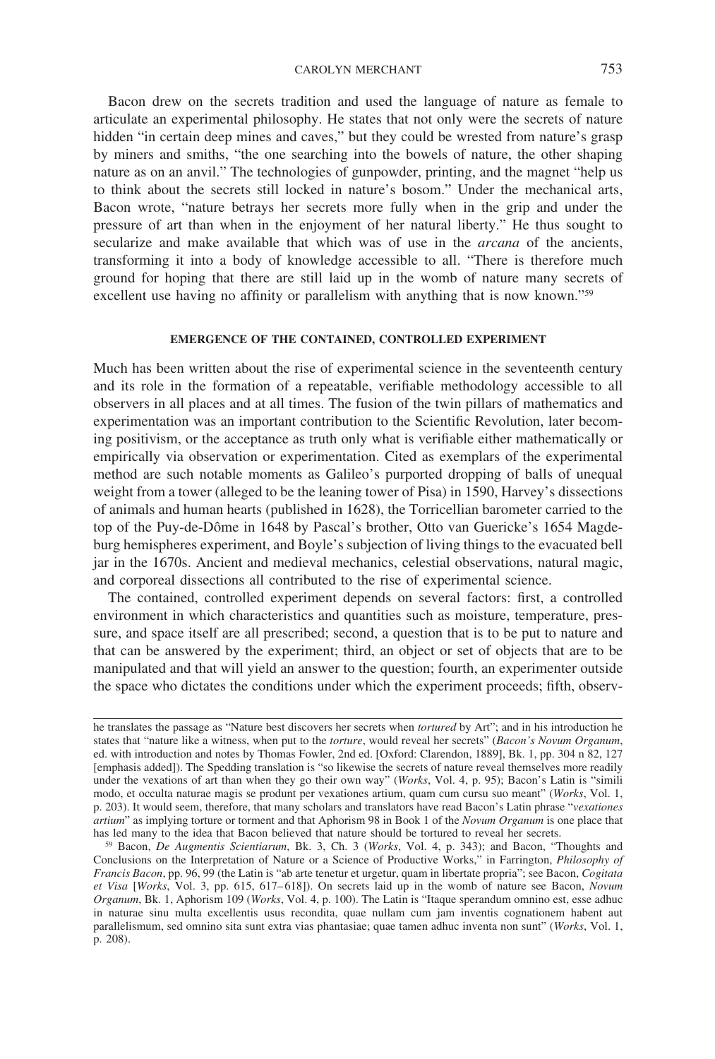Bacon drew on the secrets tradition and used the language of nature as female to articulate an experimental philosophy. He states that not only were the secrets of nature hidden "in certain deep mines and caves," but they could be wrested from nature's grasp by miners and smiths, "the one searching into the bowels of nature, the other shaping nature as on an anvil." The technologies of gunpowder, printing, and the magnet "help us to think about the secrets still locked in nature's bosom." Under the mechanical arts, Bacon wrote, "nature betrays her secrets more fully when in the grip and under the pressure of art than when in the enjoyment of her natural liberty." He thus sought to secularize and make available that which was of use in the *arcana* of the ancients, transforming it into a body of knowledge accessible to all. "There is therefore much ground for hoping that there are still laid up in the womb of nature many secrets of excellent use having no affinity or parallelism with anything that is now known."[59]

### EMERGENCE OF THE CONTAINED, CONTROLLED EXPERIMENT

Much has been written about the rise of experimental science in the seventeenth century and its role in the formation of a repeatable, verifiable methodology accessible to all observers in all places and at all times. The fusion of the twin pillars of mathematics and experimentation was an important contribution to the Scientific Revolution, later becoming positivism, or the acceptance as truth only what is verifiable either mathematically or empirically via observation or experimentation. Cited as exemplars of the experimental method are such notable moments as Galileo's purported dropping of balls of unequal weight from a tower (alleged to be the leaning tower of Pisa) in 1590, Harvey's dissections of animals and human hearts (published in 1628), the Torricellian barometer carried to the top of the Puy-de-Dôme in 1648 by Pascal's brother, Otto van Guericke's 1654 Magdeburg hemispheres experiment, and Boyle's subjection of living things to the evacuated bell jar in the 1670s. Ancient and medieval mechanics, celestial observations, natural magic, and corporeal dissections all contributed to the rise of experimental science.

The contained, controlled experiment depends on several factors: first, a controlled environment in which characteristics and quantities such as moisture, temperature, pressure, and space itself are all prescribed; second, a question that is to be put to nature and that can be answered by the experiment; third, an object or set of objects that are to be manipulated and that will yield an answer to the question; fourth, an experimenter outside the space who dictates the conditions under which the experiment proceeds; fifth, observ-

---

he translates the passage as "Nature best discovers her secrets when *tortured* by Art"; and in his introduction he states that "nature like a witness, when put to the *torture*, would reveal her secrets" (*Bacon's Novum Organum*, ed. with introduction and notes by Thomas Fowler, 2nd ed. [Oxford: Clarendon, 1889], Bk. 1, pp. 304 n 82, 127 [emphasis added]). The Spedding translation is "so likewise the secrets of nature reveal themselves more readily under the vexations of art than when they go their own way" (*Works*, Vol. 4, p. 95); Bacon's Latin is "simili modo, et occulta naturae magis se produnt per vexationes artium, quam cum cursu suo meant" (*Works*, Vol. 1, p. 203). It would seem, therefore, that many scholars and translators have read Bacon's Latin phrase "*vexationes artium*" as implying torture or torment and that Aphorism 98 in Book 1 of the *Novum Organum* is one place that has led many to the idea that Bacon believed that nature should be tortured to reveal her secrets.

[59] Bacon, *De Augmentis Scientiarum*, Bk. 3, Ch. 3 (*Works*, Vol. 4, p. 343); and Bacon, "Thoughts and Conclusions on the Interpretation of Nature or a Science of Productive Works," in Farrington, *Philosophy of Francis Bacon*, pp. 96, 99 (the Latin is "ab arte tenetur et urgetur, quam in libertate propria"; see Bacon, *Cogitata et Visa* [*Works*, Vol. 3, pp. 615, 617–618]). On secrets laid up in the womb of nature see Bacon, *Novum Organum*, Bk. 1, Aphorism 109 (*Works*, Vol. 4, p. 100). The Latin is "Itaque sperandum omnino est, esse adhuc in naturae sinu multa excellentis usus recondita, quae nullam cum jam inventis cognationem habent aut parallelismum, sed omnino sita sunt extra vias phantasiae; quae tamen adhuc inventa non sunt" (*Works*, Vol. 1, p. 208).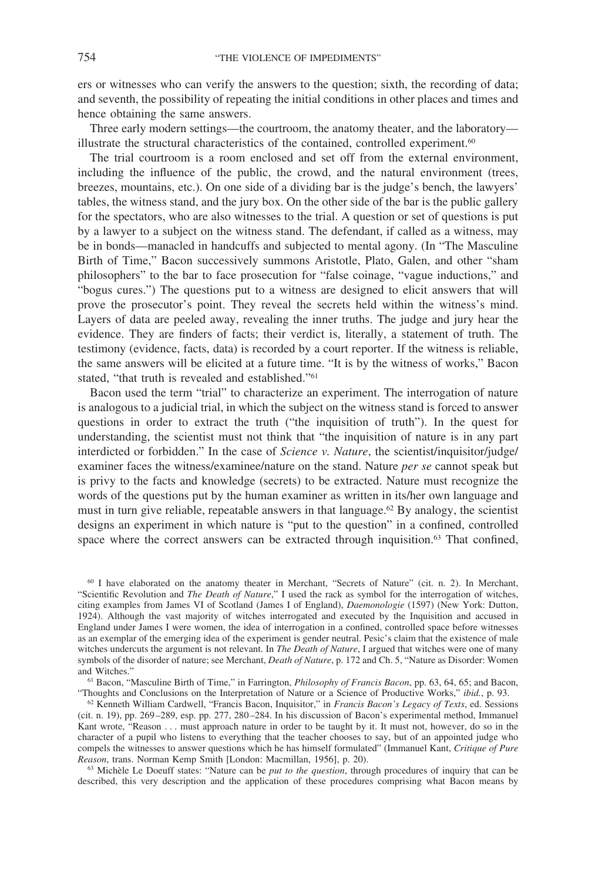ers or witnesses who can verify the answers to the question; sixth, the recording of data; and seventh, the possibility of repeating the initial conditions in other places and times and hence obtaining the same answers.

Three early modern settings—the courtroom, the anatomy theater, and the laboratory—illustrate the structural characteristics of the contained, controlled experiment.[60]

The trial courtroom is a room enclosed and set off from the external environment, including the influence of the public, the crowd, and the natural environment (trees, breezes, mountains, etc.). On one side of a dividing bar is the judge's bench, the lawyers' tables, the witness stand, and the jury box. On the other side of the bar is the public gallery for the spectators, who are also witnesses to the trial. A question or set of questions is put by a lawyer to a subject on the witness stand. The defendant, if called as a witness, may be in bonds—manacled in handcuffs and subjected to mental agony. (In "The Masculine Birth of Time," Bacon successively summons Aristotle, Plato, Galen, and other "sham philosophers" to the bar to face prosecution for "false coinage, "vague inductions," and "bogus cures.") The questions put to a witness are designed to elicit answers that will prove the prosecutor's point. They reveal the secrets held within the witness's mind. Layers of data are peeled away, revealing the inner truths. The judge and jury hear the evidence. They are finders of facts; their verdict is, literally, a statement of truth. The testimony (evidence, facts, data) is recorded by a court reporter. If the witness is reliable, the same answers will be elicited at a future time. "It is by the witness of works," Bacon stated, "that truth is revealed and established."[61]

Bacon used the term "trial" to characterize an experiment. The interrogation of nature is analogous to a judicial trial, in which the subject on the witness stand is forced to answer questions in order to extract the truth ("the inquisition of truth"). In the quest for understanding, the scientist must not think that "the inquisition of nature is in any part interdicted or forbidden." In the case of *Science v. Nature*, the scientist/inquisitor/judge/examiner faces the witness/examinee/nature on the stand. Nature *per se* cannot speak but is privy to the facts and knowledge (secrets) to be extracted. Nature must recognize the words of the questions put by the human examiner as written in its/her own language and must in turn give reliable, repeatable answers in that language.[62] By analogy, the scientist designs an experiment in which nature is "put to the question" in a confined, controlled space where the correct answers can be extracted through inquisition.[63] That confined,

---

[60] I have elaborated on the anatomy theater in Merchant, "Secrets of Nature" (cit. n. 2). In Merchant, "Scientific Revolution and *The Death of Nature*," I used the rack as symbol for the interrogation of witches, citing examples from James VI of Scotland (James I of England), *Daemonologie* (1597) (New York: Dutton, 1924). Although the vast majority of witches interrogated and executed by the Inquisition and accused in England under James I were women, the idea of interrogation in a confined, controlled space before witnesses as an exemplar of the emerging idea of the experiment is gender neutral. Pesic's claim that the existence of male witches undercuts the argument is not relevant. In *The Death of Nature*, I argued that witches were one of many symbols of the disorder of nature; see Merchant, *Death of Nature*, p. 172 and Ch. 5, "Nature as Disorder: Women and Witches."

[61] Bacon, "Masculine Birth of Time," in Farrington, *Philosophy of Francis Bacon*, pp. 63, 64, 65; and Bacon, "Thoughts and Conclusions on the Interpretation of Nature or a Science of Productive Works," *ibid.*, p. 93.

[62] Kenneth William Cardwell, "Francis Bacon, Inquisitor," in *Francis Bacon's Legacy of Texts*, ed. Sessions (cit. n. 19), pp. 269–289, esp. pp. 277, 280–284. In his discussion of Bacon's experimental method, Immanuel Kant wrote, "Reason . . . must approach nature in order to be taught by it. It must not, however, do so in the character of a pupil who listens to everything that the teacher chooses to say, but of an appointed judge who compels the witnesses to answer questions which he has himself formulated" (Immanuel Kant, *Critique of Pure Reason*, trans. Norman Kemp Smith [London: Macmillan, 1956], p. 20).

[63] Michèle Le Doeuff states: "Nature can be *put to the question*, through procedures of inquiry that can be described, this very description and the application of these procedures comprising what Bacon means by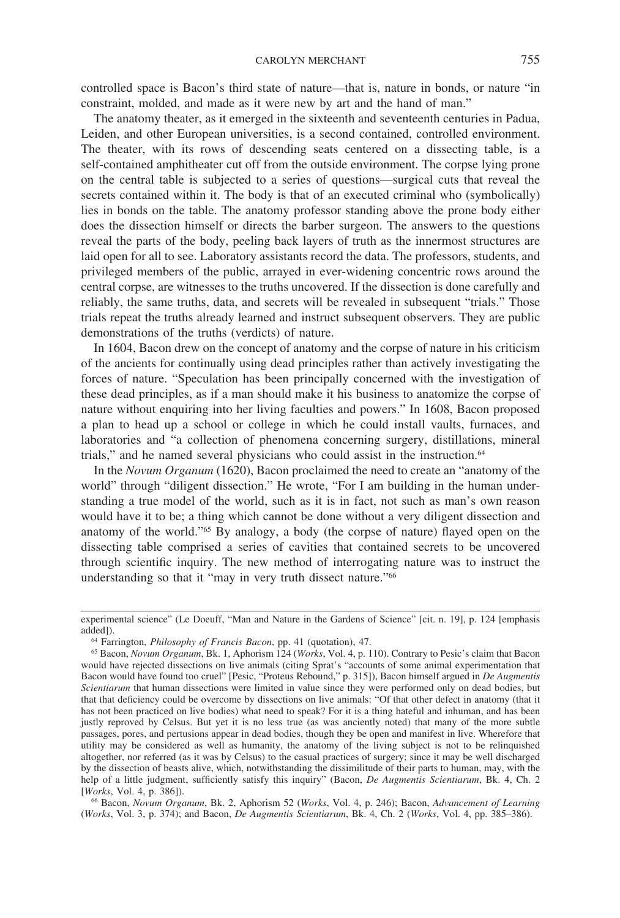controlled space is Bacon's third state of nature—that is, nature in bonds, or nature "in constraint, molded, and made as it were new by art and the hand of man."

The anatomy theater, as it emerged in the sixteenth and seventeenth centuries in Padua, Leiden, and other European universities, is a second contained, controlled environment. The theater, with its rows of descending seats centered on a dissecting table, is a self-contained amphitheater cut off from the outside environment. The corpse lying prone on the central table is subjected to a series of questions—surgical cuts that reveal the secrets contained within it. The body is that of an executed criminal who (symbolically) lies in bonds on the table. The anatomy professor standing above the prone body either does the dissection himself or directs the barber surgeon. The answers to the questions reveal the parts of the body, peeling back layers of truth as the innermost structures are laid open for all to see. Laboratory assistants record the data. The professors, students, and privileged members of the public, arrayed in ever-widening concentric rows around the central corpse, are witnesses to the truths uncovered. If the dissection is done carefully and reliably, the same truths, data, and secrets will be revealed in subsequent "trials." Those trials repeat the truths already learned and instruct subsequent observers. They are public demonstrations of the truths (verdicts) of nature.

In 1604, Bacon drew on the concept of anatomy and the corpse of nature in his criticism of the ancients for continually using dead principles rather than actively investigating the forces of nature. "Speculation has been principally concerned with the investigation of these dead principles, as if a man should make it his business to anatomize the corpse of nature without enquiring into her living faculties and powers." In 1608, Bacon proposed a plan to head up a school or college in which he could install vaults, furnaces, and laboratories and "a collection of phenomena concerning surgery, distillations, mineral trials," and he named several physicians who could assist in the instruction.[64]

In the *Novum Organum* (1620), Bacon proclaimed the need to create an "anatomy of the world" through "diligent dissection." He wrote, "For I am building in the human understanding a true model of the world, such as it is in fact, not such as man's own reason would have it to be; a thing which cannot be done without a very diligent dissection and anatomy of the world."[65] By analogy, a body (the corpse of nature) flayed open on the dissecting table comprised a series of cavities that contained secrets to be uncovered through scientific inquiry. The new method of interrogating nature was to instruct the understanding so that it "may in very truth dissect nature."[66]

---

experimental science" (Le Doeuff, "Man and Nature in the Gardens of Science" [cit. n. 19], p. 124 [emphasis added]).

[64] Farrington, *Philosophy of Francis Bacon*, pp. 41 (quotation), 47.

[65] Bacon, *Novum Organum*, Bk. 1, Aphorism 124 (*Works*, Vol. 4, p. 110). Contrary to Pesic's claim that Bacon would have rejected dissections on live animals (citing Sprat's "accounts of some animal experimentation that Bacon would have found too cruel" [Pesic, "Proteus Rebound," p. 315]), Bacon himself argued in *De Augmentis Scientiarum* that human dissections were limited in value since they were performed only on dead bodies, but that that deficiency could be overcome by dissections on live animals: "Of that other defect in anatomy (that it has not been practiced on live bodies) what need to speak? For it is a thing hateful and inhuman, and has been justly reproved by Celsus. But yet it is no less true (as was anciently noted) that many of the more subtle passages, pores, and pertusions appear in dead bodies, though they be open and manifest in live. Wherefore that utility may be considered as well as humanity, the anatomy of the living subject is not to be relinquished altogether, nor referred (as it was by Celsus) to the casual practices of surgery; since it may be well discharged by the dissection of beasts alive, which, notwithstanding the dissimilitude of their parts to human, may, with the help of a little judgment, sufficiently satisfy this inquiry" (Bacon, *De Augmentis Scientiarum*, Bk. 4, Ch. 2 [*Works*, Vol. 4, p. 386]).

[66] Bacon, *Novum Organum*, Bk. 2, Aphorism 52 (*Works*, Vol. 4, p. 246); Bacon, *Advancement of Learning* (*Works*, Vol. 3, p. 374); and Bacon, *De Augmentis Scientiarum*, Bk. 4, Ch. 2 (*Works*, Vol. 4, pp. 385–386).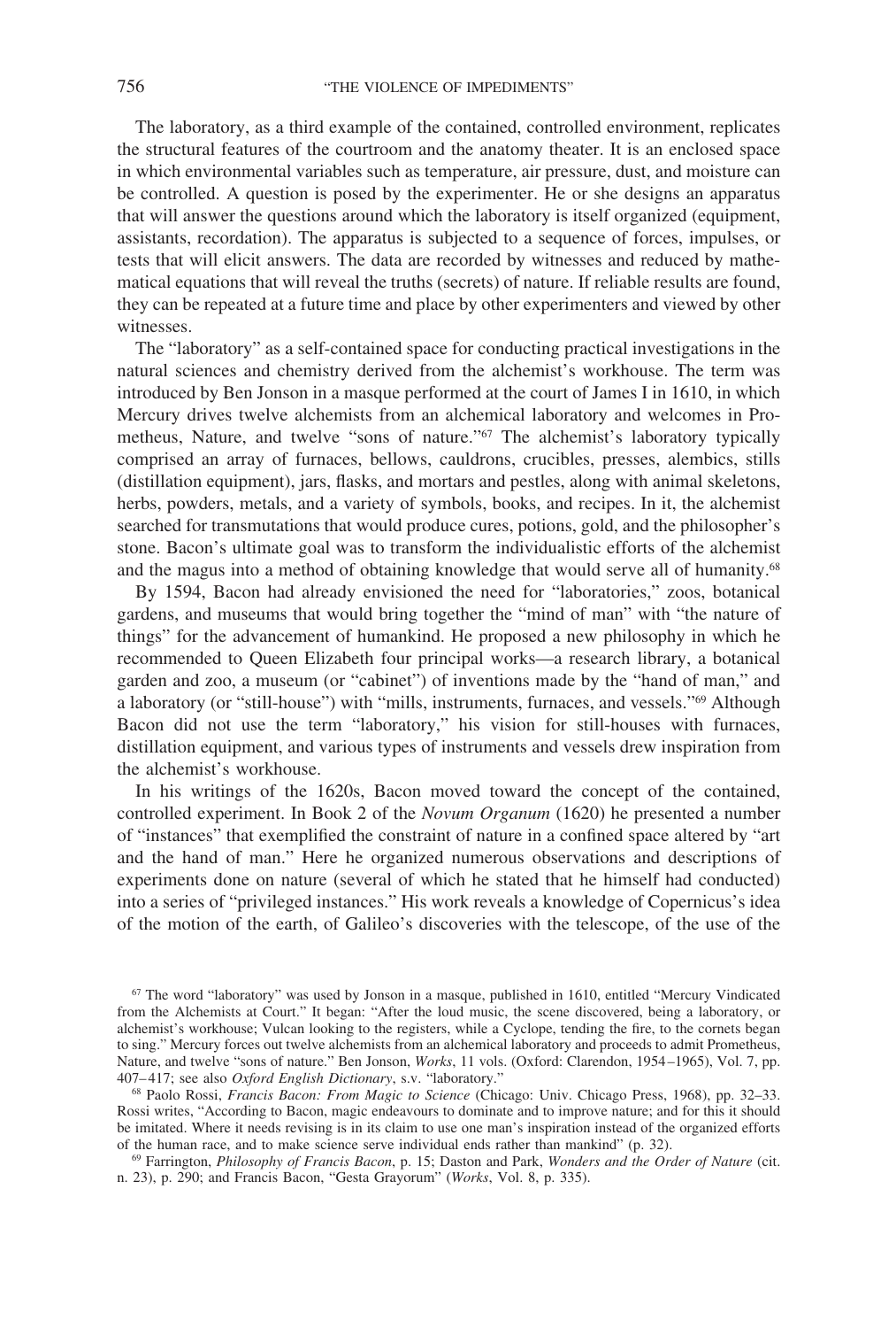The laboratory, as a third example of the contained, controlled environment, replicates the structural features of the courtroom and the anatomy theater. It is an enclosed space in which environmental variables such as temperature, air pressure, dust, and moisture can be controlled. A question is posed by the experimenter. He or she designs an apparatus that will answer the questions around which the laboratory is itself organized (equipment, assistants, recordation). The apparatus is subjected to a sequence of forces, impulses, or tests that will elicit answers. The data are recorded by witnesses and reduced by mathematical equations that will reveal the truths (secrets) of nature. If reliable results are found, they can be repeated at a future time and place by other experimenters and viewed by other witnesses.

The "laboratory" as a self-contained space for conducting practical investigations in the natural sciences and chemistry derived from the alchemist's workhouse. The term was introduced by Ben Jonson in a masque performed at the court of James I in 1610, in which Mercury drives twelve alchemists from an alchemical laboratory and welcomes in Prometheus, Nature, and twelve "sons of nature."[67] The alchemist's laboratory typically comprised an array of furnaces, bellows, cauldrons, crucibles, presses, alembics, stills (distillation equipment), jars, flasks, and mortars and pestles, along with animal skeletons, herbs, powders, metals, and a variety of symbols, books, and recipes. In it, the alchemist searched for transmutations that would produce cures, potions, gold, and the philosopher's stone. Bacon's ultimate goal was to transform the individualistic efforts of the alchemist and the magus into a method of obtaining knowledge that would serve all of humanity.[68]

By 1594, Bacon had already envisioned the need for "laboratories," zoos, botanical gardens, and museums that would bring together the "mind of man" with "the nature of things" for the advancement of humankind. He proposed a new philosophy in which he recommended to Queen Elizabeth four principal works—a research library, a botanical garden and zoo, a museum (or "cabinet") of inventions made by the "hand of man," and a laboratory (or "still-house") with "mills, instruments, furnaces, and vessels."[69] Although Bacon did not use the term "laboratory," his vision for still-houses with furnaces, distillation equipment, and various types of instruments and vessels drew inspiration from the alchemist's workhouse.

In his writings of the 1620s, Bacon moved toward the concept of the contained, controlled experiment. In Book 2 of the *Novum Organum* (1620) he presented a number of "instances" that exemplified the constraint of nature in a confined space altered by "art and the hand of man." Here he organized numerous observations and descriptions of experiments done on nature (several of which he stated that he himself had conducted) into a series of "privileged instances." His work reveals a knowledge of Copernicus's idea of the motion of the earth, of Galileo's discoveries with the telescope, of the use of the

[67] The word "laboratory" was used by Jonson in a masque, published in 1610, entitled "Mercury Vindicated from the Alchemists at Court." It began: "After the loud music, the scene discovered, being a laboratory, or alchemist's workhouse; Vulcan looking to the registers, while a Cyclope, tending the fire, to the cornets began to sing." Mercury forces out twelve alchemists from an alchemical laboratory and proceeds to admit Prometheus, Nature, and twelve "sons of nature." Ben Jonson, *Works*, 11 vols. (Oxford: Clarendon, 1954–1965), Vol. 7, pp. 407–417; see also *Oxford English Dictionary*, s.v. "laboratory."

[68] Paolo Rossi, *Francis Bacon: From Magic to Science* (Chicago: Univ. Chicago Press, 1968), pp. 32–33. Rossi writes, "According to Bacon, magic endeavours to dominate and to improve nature; and for this it should be imitated. Where it needs revising is in its claim to use one man's inspiration instead of the organized efforts of the human race, and to make science serve individual ends rather than mankind" (p. 32).

[69] Farrington, *Philosophy of Francis Bacon*, p. 15; Daston and Park, *Wonders and the Order of Nature* (cit. n. 23), p. 290; and Francis Bacon, "Gesta Grayorum" (*Works*, Vol. 8, p. 335).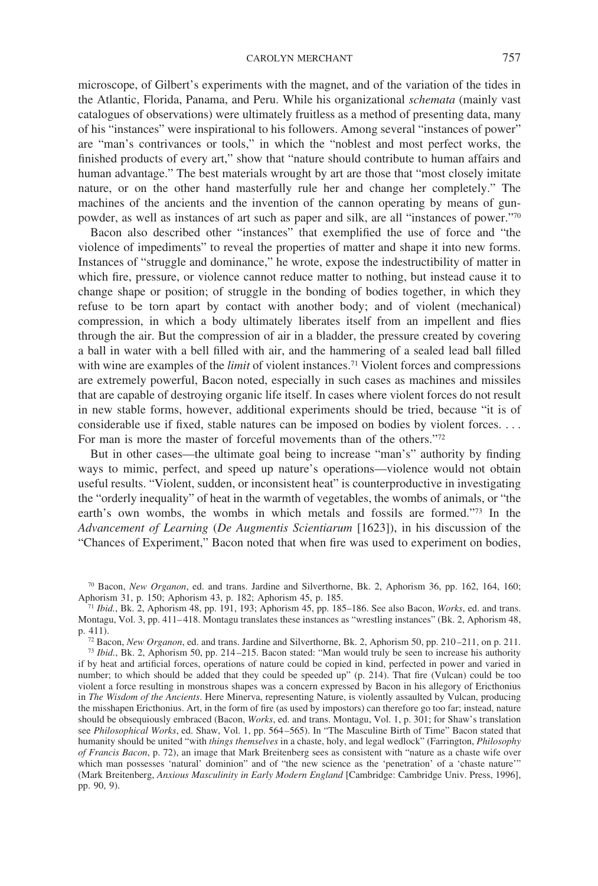microscope, of Gilbert's experiments with the magnet, and of the variation of the tides in the Atlantic, Florida, Panama, and Peru. While his organizational *schemata* (mainly vast catalogues of observations) were ultimately fruitless as a method of presenting data, many of his "instances" were inspirational to his followers. Among several "instances of power" are "man's contrivances or tools," in which the "noblest and most perfect works, the finished products of every art," show that "nature should contribute to human affairs and human advantage." The best materials wrought by art are those that "most closely imitate nature, or on the other hand masterfully rule her and change her completely." The machines of the ancients and the invention of the cannon operating by means of gunpowder, as well as instances of art such as paper and silk, are all "instances of power."[70]

Bacon also described other "instances" that exemplified the use of force and "the violence of impediments" to reveal the properties of matter and shape it into new forms. Instances of "struggle and dominance," he wrote, expose the indestructibility of matter in which fire, pressure, or violence cannot reduce matter to nothing, but instead cause it to change shape or position; of struggle in the bonding of bodies together, in which they refuse to be torn apart by contact with another body; and of violent (mechanical) compression, in which a body ultimately liberates itself from an impellent and flies through the air. But the compression of air in a bladder, the pressure created by covering a ball in water with a bell filled with air, and the hammering of a sealed lead ball filled with wine are examples of the *limit* of violent instances.[71] Violent forces and compressions are extremely powerful, Bacon noted, especially in such cases as machines and missiles that are capable of destroying organic life itself. In cases where violent forces do not result in new stable forms, however, additional experiments should be tried, because "it is of considerable use if fixed, stable natures can be imposed on bodies by violent forces. . . . For man is more the master of forceful movements than of the others."[72]

But in other cases—the ultimate goal being to increase "man's" authority by finding ways to mimic, perfect, and speed up nature's operations—violence would not obtain useful results. "Violent, sudden, or inconsistent heat" is counterproductive in investigating the "orderly inequality" of heat in the warmth of vegetables, the wombs of animals, or "the earth's own wombs, the wombs in which metals and fossils are formed."[73] In the *Advancement of Learning* (*De Augmentis Scientiarum* [1623]), in his discussion of the "Chances of Experiment," Bacon noted that when fire was used to experiment on bodies,

---

[70] Bacon, *New Organon*, ed. and trans. Jardine and Silverthorne, Bk. 2, Aphorism 36, pp. 162, 164, 160; Aphorism 31, p. 150; Aphorism 43, p. 182; Aphorism 45, p. 185.

[71] *Ibid.*, Bk. 2, Aphorism 48, pp. 191, 193; Aphorism 45, pp. 185–186. See also Bacon, *Works*, ed. and trans. Montagu, Vol. 3, pp. 411–418. Montagu translates these instances as "wrestling instances" (Bk. 2, Aphorism 48, p. 411).

[72] Bacon, *New Organon*, ed. and trans. Jardine and Silverthorne, Bk. 2, Aphorism 50, pp. 210–211, on p. 211.

[73] *Ibid.*, Bk. 2, Aphorism 50, pp. 214–215. Bacon stated: "Man would truly be seen to increase his authority if by heat and artificial forces, operations of nature could be copied in kind, perfected in power and varied in number; to which should be added that they could be speeded up" (p. 214). That fire (Vulcan) could be too violent a force resulting in monstrous shapes was a concern expressed by Bacon in his allegory of Ericthonius in *The Wisdom of the Ancients*. Here Minerva, representing Nature, is violently assaulted by Vulcan, producing the misshapen Ericthonius. Art, in the form of fire (as used by impostors) can therefore go too far; instead, nature should be obsequiously embraced (Bacon, *Works*, ed. and trans. Montagu, Vol. 1, p. 301; for Shaw's translation see *Philosophical Works*, ed. Shaw, Vol. 1, pp. 564–565). In "The Masculine Birth of Time" Bacon stated that humanity should be united "with *things themselves* in a chaste, holy, and legal wedlock" (Farrington, *Philosophy of Francis Bacon*, p. 72), an image that Mark Breitenberg sees as consistent with "nature as a chaste wife over which man possesses 'natural' dominion" and of "the new science as the 'penetration' of a 'chaste nature'" (Mark Breitenberg, *Anxious Masculinity in Early Modern England* [Cambridge: Cambridge Univ. Press, 1996], pp. 90, 9).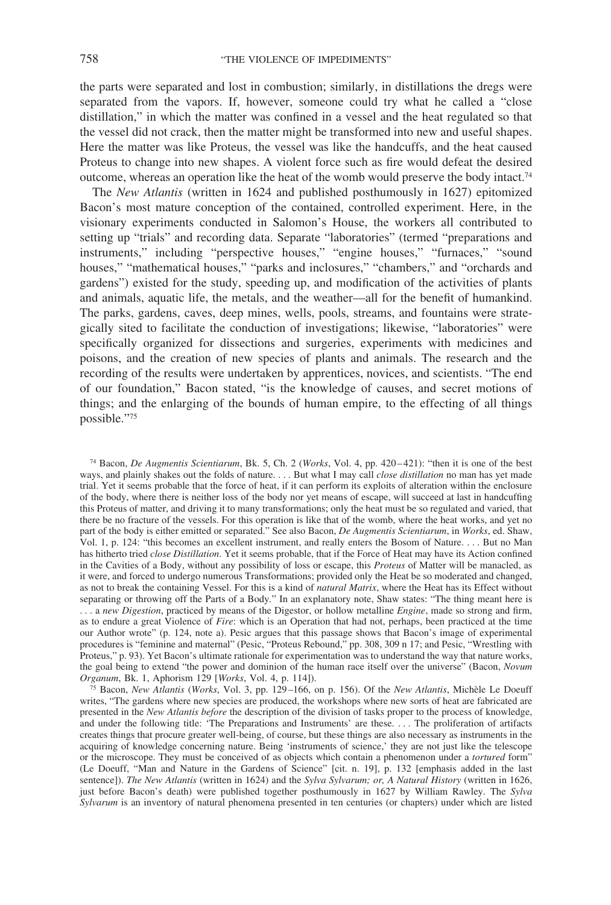the parts were separated and lost in combustion; similarly, in distillations the dregs were separated from the vapors. If, however, someone could try what he called a "close distillation," in which the matter was confined in a vessel and the heat regulated so that the vessel did not crack, then the matter might be transformed into new and useful shapes. Here the matter was like Proteus, the vessel was like the handcuffs, and the heat caused Proteus to change into new shapes. A violent force such as fire would defeat the desired outcome, whereas an operation like the heat of the womb would preserve the body intact.[74]

The *New Atlantis* (written in 1624 and published posthumously in 1627) epitomized Bacon's most mature conception of the contained, controlled experiment. Here, in the visionary experiments conducted in Salomon's House, the workers all contributed to setting up "trials" and recording data. Separate "laboratories" (termed "preparations and instruments," including "perspective houses," "engine houses," "furnaces," "sound houses," "mathematical houses," "parks and inclosures," "chambers," and "orchards and gardens") existed for the study, speeding up, and modification of the activities of plants and animals, aquatic life, the metals, and the weather—all for the benefit of humankind. The parks, gardens, caves, deep mines, wells, pools, streams, and fountains were strategically sited to facilitate the conduction of investigations; likewise, "laboratories" were specifically organized for dissections and surgeries, experiments with medicines and poisons, and the creation of new species of plants and animals. The research and the recording of the results were undertaken by apprentices, novices, and scientists. "The end of our foundation," Bacon stated, "is the knowledge of causes, and secret motions of things; and the enlarging of the bounds of human empire, to the effecting of all things possible."[75]

[74] Bacon, *De Augmentis Scientiarum*, Bk. 5, Ch. 2 (*Works*, Vol. 4, pp. 420–421): "then it is one of the best ways, and plainly shakes out the folds of nature. . . . But what I may call *close distillation* no man has yet made trial. Yet it seems probable that the force of heat, if it can perform its exploits of alteration within the enclosure of the body, where there is neither loss of the body nor yet means of escape, will succeed at last in handcuffing this Proteus of matter, and driving it to many transformations; only the heat must be so regulated and varied, that there be no fracture of the vessels. For this operation is like that of the womb, where the heat works, and yet no part of the body is either emitted or separated." See also Bacon, *De Augmentis Scientiarum*, in *Works*, ed. Shaw, Vol. 1, p. 124: "this becomes an excellent instrument, and really enters the Bosom of Nature. . . . But no Man has hitherto tried *close Distillation*. Yet it seems probable, that if the Force of Heat may have its Action confined in the Cavities of a Body, without any possibility of loss or escape, this *Proteus* of Matter will be manacled, as it were, and forced to undergo numerous Transformations; provided only the Heat be so moderated and changed, as not to break the containing Vessel. For this is a kind of *natural Matrix*, where the Heat has its Effect without separating or throwing off the Parts of a Body." In an explanatory note, Shaw states: "The thing meant here is . . . a *new Digestion*, practiced by means of the Digestor, or hollow metalline *Engine*, made so strong and firm, as to endure a great Violence of *Fire*: which is an Operation that had not, perhaps, been practiced at the time our Author wrote" (p. 124, note a). Pesic argues that this passage shows that Bacon's image of experimental procedures is "feminine and maternal" (Pesic, "Proteus Rebound," pp. 308, 309 n 17; and Pesic, "Wrestling with Proteus," p. 93). Yet Bacon's ultimate rationale for experimentation was to understand the way that nature works, the goal being to extend "the power and dominion of the human race itself over the universe" (Bacon, *Novum Organum*, Bk. 1, Aphorism 129 [*Works*, Vol. 4, p. 114]).

[75] Bacon, *New Atlantis* (*Works*, Vol. 3, pp. 129–166, on p. 156). Of the *New Atlantis*, Michèle Le Doeuff writes, "The gardens where new species are produced, the workshops where new sorts of heat are fabricated are presented in the *New Atlantis before* the description of the division of tasks proper to the process of knowledge, and under the following title: 'The Preparations and Instruments' are these. . . . The proliferation of artifacts creates things that procure greater well-being, of course, but these things are also necessary as instruments in the acquiring of knowledge concerning nature. Being 'instruments of science,' they are not just like the telescope or the microscope. They must be conceived of as objects which contain a phenomenon under a *tortured* form" (Le Doeuff, "Man and Nature in the Gardens of Science" [cit. n. 19], p. 132 [emphasis added in the last sentence]). *The New Atlantis* (written in 1624) and the *Sylva Sylvarum; or, A Natural History* (written in 1626, just before Bacon's death) were published together posthumously in 1627 by William Rawley. The *Sylva Sylvarum* is an inventory of natural phenomena presented in ten centuries (or chapters) under which are listed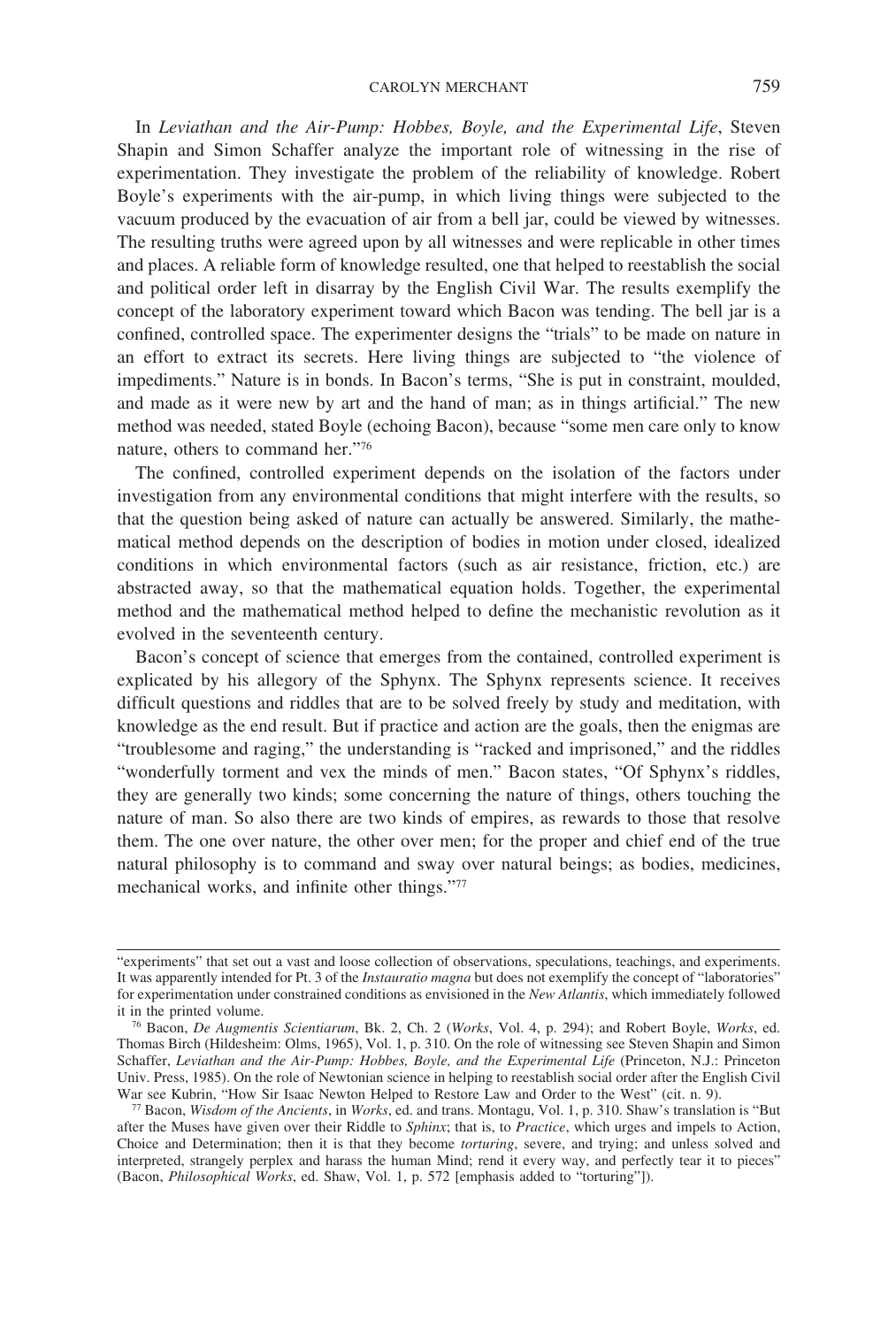In *Leviathan and the Air-Pump: Hobbes, Boyle, and the Experimental Life*, Steven Shapin and Simon Schaffer analyze the important role of witnessing in the rise of experimentation. They investigate the problem of the reliability of knowledge. Robert Boyle's experiments with the air-pump, in which living things were subjected to the vacuum produced by the evacuation of air from a bell jar, could be viewed by witnesses. The resulting truths were agreed upon by all witnesses and were replicable in other times and places. A reliable form of knowledge resulted, one that helped to reestablish the social and political order left in disarray by the English Civil War. The results exemplify the concept of the laboratory experiment toward which Bacon was tending. The bell jar is a confined, controlled space. The experimenter designs the "trials" to be made on nature in an effort to extract its secrets. Here living things are subjected to "the violence of impediments." Nature is in bonds. In Bacon's terms, "She is put in constraint, moulded, and made as it were new by art and the hand of man; as in things artificial." The new method was needed, stated Boyle (echoing Bacon), because "some men care only to know nature, others to command her."[76]

The confined, controlled experiment depends on the isolation of the factors under investigation from any environmental conditions that might interfere with the results, so that the question being asked of nature can actually be answered. Similarly, the mathematical method depends on the description of bodies in motion under closed, idealized conditions in which environmental factors (such as air resistance, friction, etc.) are abstracted away, so that the mathematical equation holds. Together, the experimental method and the mathematical method helped to define the mechanistic revolution as it evolved in the seventeenth century.

Bacon's concept of science that emerges from the contained, controlled experiment is explicated by his allegory of the Sphynx. The Sphynx represents science. It receives difficult questions and riddles that are to be solved freely by study and meditation, with knowledge as the end result. But if practice and action are the goals, then the enigmas are "troublesome and raging," the understanding is "racked and imprisoned," and the riddles "wonderfully torment and vex the minds of men." Bacon states, "Of Sphynx's riddles, they are generally two kinds; some concerning the nature of things, others touching the nature of man. So also there are two kinds of empires, as rewards to those that resolve them. The one over nature, the other over men; for the proper and chief end of the true natural philosophy is to command and sway over natural beings; as bodies, medicines, mechanical works, and infinite other things."[77]

---

"experiments" that set out a vast and loose collection of observations, speculations, teachings, and experiments. It was apparently intended for Pt. 3 of the *Instauratio magna* but does not exemplify the concept of "laboratories" for experimentation under constrained conditions as envisioned in the *New Atlantis*, which immediately followed it in the printed volume.

[76] Bacon, *De Augmentis Scientiarum*, Bk. 2, Ch. 2 (*Works*, Vol. 4, p. 294); and Robert Boyle, *Works*, ed. Thomas Birch (Hildesheim: Olms, 1965), Vol. 1, p. 310. On the role of witnessing see Steven Shapin and Simon Schaffer, *Leviathan and the Air-Pump: Hobbes, Boyle, and the Experimental Life* (Princeton, N.J.: Princeton Univ. Press, 1985). On the role of Newtonian science in helping to reestablish social order after the English Civil War see Kubrin, "How Sir Isaac Newton Helped to Restore Law and Order to the West" (cit. n. 9).

[77] Bacon, *Wisdom of the Ancients*, in *Works*, ed. and trans. Montagu, Vol. 1, p. 310. Shaw's translation is "But after the Muses have given over their Riddle to *Sphinx*; that is, to *Practice*, which urges and impels to Action, Choice and Determination; then it is that they become *torturing*, severe, and trying; and unless solved and interpreted, strangely perplex and harass the human Mind; rend it every way, and perfectly tear it to pieces" (Bacon, *Philosophical Works*, ed. Shaw, Vol. 1, p. 572 [emphasis added to "torturing"]).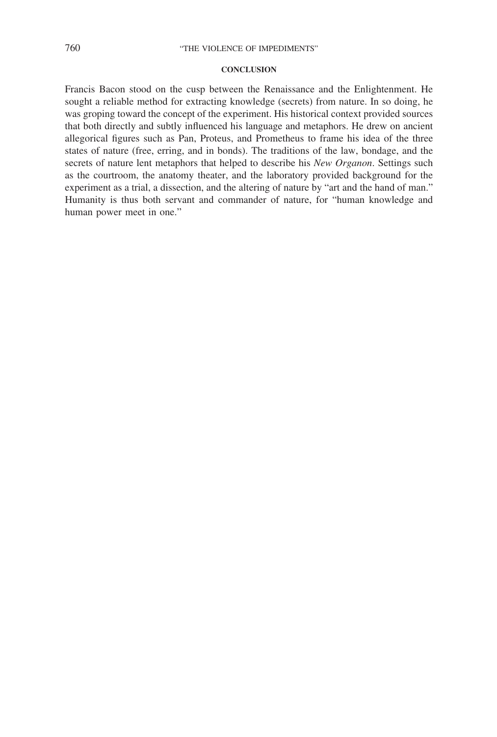## CONCLUSION

Francis Bacon stood on the cusp between the Renaissance and the Enlightenment. He sought a reliable method for extracting knowledge (secrets) from nature. In so doing, he was groping toward the concept of the experiment. His historical context provided sources that both directly and subtly influenced his language and metaphors. He drew on ancient allegorical figures such as Pan, Proteus, and Prometheus to frame his idea of the three states of nature (free, erring, and in bonds). The traditions of the law, bondage, and the secrets of nature lent metaphors that helped to describe his *New Organon*. Settings such as the courtroom, the anatomy theater, and the laboratory provided background for the experiment as a trial, a dissection, and the altering of nature by "art and the hand of man." Humanity is thus both servant and commander of nature, for "human knowledge and human power meet in one."